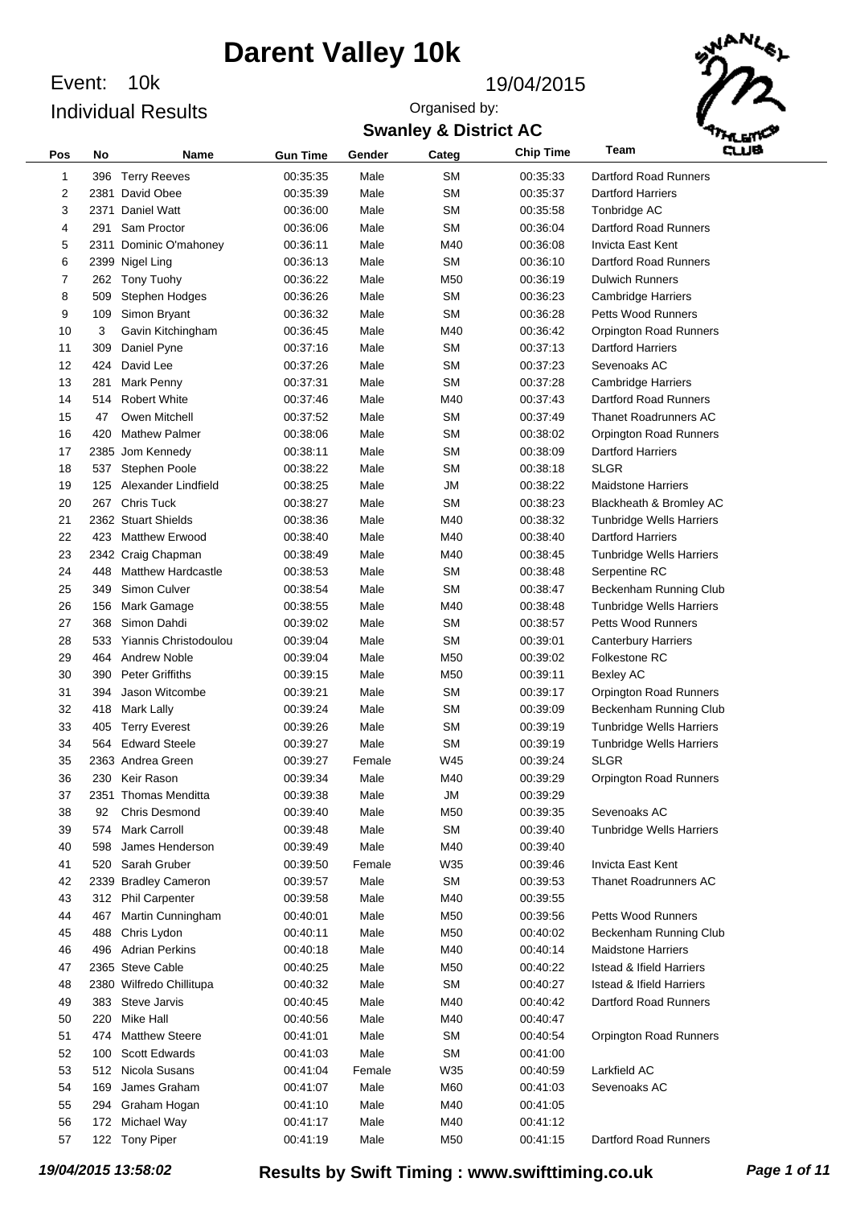# Darent Valley 10k

Event: 10k

Individual Results

19/04/2015

Organised by:

**Swanley & District AC**

| Pos | No | Name | Gun Time | Gender | Categ | Chip Time | Team |
|---|---|---|---|---|---|---|---|
| 1 | 396 | Terry Reeves | 00:35:35 | Male | SM | 00:35:33 | Dartford Road Runners |
| 2 | 2381 | David Obee | 00:35:39 | Male | SM | 00:35:37 | Dartford Harriers |
| 3 | 2371 | Daniel Watt | 00:36:00 | Male | SM | 00:35:58 | Tonbridge AC |
| 4 | 291 | Sam Proctor | 00:36:06 | Male | SM | 00:36:04 | Dartford Road Runners |
| 5 | 2311 | Dominic O'mahoney | 00:36:11 | Male | M40 | 00:36:08 | Invicta East Kent |
| 6 | 2399 | Nigel Ling | 00:36:13 | Male | SM | 00:36:10 | Dartford Road Runners |
| 7 | 262 | Tony Tuohy | 00:36:22 | Male | M50 | 00:36:19 | Dulwich Runners |
| 8 | 509 | Stephen Hodges | 00:36:26 | Male | SM | 00:36:23 | Cambridge Harriers |
| 9 | 109 | Simon Bryant | 00:36:32 | Male | SM | 00:36:28 | Petts Wood Runners |
| 10 | 3 | Gavin Kitchingham | 00:36:45 | Male | M40 | 00:36:42 | Orpington Road Runners |
| 11 | 309 | Daniel Pyne | 00:37:16 | Male | SM | 00:37:13 | Dartford Harriers |
| 12 | 424 | David Lee | 00:37:26 | Male | SM | 00:37:23 | Sevenoaks AC |
| 13 | 281 | Mark Penny | 00:37:31 | Male | SM | 00:37:28 | Cambridge Harriers |
| 14 | 514 | Robert White | 00:37:46 | Male | M40 | 00:37:43 | Dartford Road Runners |
| 15 | 47 | Owen Mitchell | 00:37:52 | Male | SM | 00:37:49 | Thanet Roadrunners AC |
| 16 | 420 | Mathew Palmer | 00:38:06 | Male | SM | 00:38:02 | Orpington Road Runners |
| 17 | 2385 | Jom Kennedy | 00:38:11 | Male | SM | 00:38:09 | Dartford Harriers |
| 18 | 537 | Stephen Poole | 00:38:22 | Male | SM | 00:38:18 | SLGR |
| 19 | 125 | Alexander Lindfield | 00:38:25 | Male | JM | 00:38:22 | Maidstone Harriers |
| 20 | 267 | Chris Tuck | 00:38:27 | Male | SM | 00:38:23 | Blackheath & Bromley AC |
| 21 | 2362 | Stuart Shields | 00:38:36 | Male | M40 | 00:38:32 | Tunbridge Wells Harriers |
| 22 | 423 | Matthew Erwood | 00:38:40 | Male | M40 | 00:38:40 | Dartford Harriers |
| 23 | 2342 | Craig Chapman | 00:38:49 | Male | M40 | 00:38:45 | Tunbridge Wells Harriers |
| 24 | 448 | Matthew Hardcastle | 00:38:53 | Male | SM | 00:38:48 | Serpentine RC |
| 25 | 349 | Simon Culver | 00:38:54 | Male | SM | 00:38:47 | Beckenham Running Club |
| 26 | 156 | Mark Gamage | 00:38:55 | Male | M40 | 00:38:48 | Tunbridge Wells Harriers |
| 27 | 368 | Simon Dahdi | 00:39:02 | Male | SM | 00:38:57 | Petts Wood Runners |
| 28 | 533 | Yiannis Christodoulou | 00:39:04 | Male | SM | 00:39:01 | Canterbury Harriers |
| 29 | 464 | Andrew Noble | 00:39:04 | Male | M50 | 00:39:02 | Folkestone RC |
| 30 | 390 | Peter Griffiths | 00:39:15 | Male | M50 | 00:39:11 | Bexley AC |
| 31 | 394 | Jason Witcombe | 00:39:21 | Male | SM | 00:39:17 | Orpington Road Runners |
| 32 | 418 | Mark Lally | 00:39:24 | Male | SM | 00:39:09 | Beckenham Running Club |
| 33 | 405 | Terry Everest | 00:39:26 | Male | SM | 00:39:19 | Tunbridge Wells Harriers |
| 34 | 564 | Edward Steele | 00:39:27 | Male | SM | 00:39:19 | Tunbridge Wells Harriers |
| 35 | 2363 | Andrea Green | 00:39:27 | Female | W45 | 00:39:24 | SLGR |
| 36 | 230 | Keir Rason | 00:39:34 | Male | M40 | 00:39:29 | Orpington Road Runners |
| 37 | 2351 | Thomas Menditta | 00:39:38 | Male | JM | 00:39:29 | |
| 38 | 92 | Chris Desmond | 00:39:40 | Male | M50 | 00:39:35 | Sevenoaks AC |
| 39 | 574 | Mark Carroll | 00:39:48 | Male | SM | 00:39:40 | Tunbridge Wells Harriers |
| 40 | 598 | James Henderson | 00:39:49 | Male | M40 | 00:39:40 | |
| 41 | 520 | Sarah Gruber | 00:39:50 | Female | W35 | 00:39:46 | Invicta East Kent |
| 42 | 2339 | Bradley Cameron | 00:39:57 | Male | SM | 00:39:53 | Thanet Roadrunners AC |
| 43 | 312 | Phil Carpenter | 00:39:58 | Male | M40 | 00:39:55 | |
| 44 | 467 | Martin Cunningham | 00:40:01 | Male | M50 | 00:39:56 | Petts Wood Runners |
| 45 | 488 | Chris Lydon | 00:40:11 | Male | M50 | 00:40:02 | Beckenham Running Club |
| 46 | 496 | Adrian Perkins | 00:40:18 | Male | M40 | 00:40:14 | Maidstone Harriers |
| 47 | 2365 | Steve Cable | 00:40:25 | Male | M50 | 00:40:22 | Istead & Ifield Harriers |
| 48 | 2380 | Wilfredo Chillitupa | 00:40:32 | Male | SM | 00:40:27 | Istead & Ifield Harriers |
| 49 | 383 | Steve Jarvis | 00:40:45 | Male | M40 | 00:40:42 | Dartford Road Runners |
| 50 | 220 | Mike Hall | 00:40:56 | Male | M40 | 00:40:47 | |
| 51 | 474 | Matthew Steere | 00:41:01 | Male | SM | 00:40:54 | Orpington Road Runners |
| 52 | 100 | Scott Edwards | 00:41:03 | Male | SM | 00:41:00 | |
| 53 | 512 | Nicola Susans | 00:41:04 | Female | W35 | 00:40:59 | Larkfield AC |
| 54 | 169 | James Graham | 00:41:07 | Male | M60 | 00:41:03 | Sevenoaks AC |
| 55 | 294 | Graham Hogan | 00:41:10 | Male | M40 | 00:41:05 | |
| 56 | 172 | Michael Way | 00:41:17 | Male | M40 | 00:41:12 | |
| 57 | 122 | Tony Piper | 00:41:19 | Male | M50 | 00:41:15 | Dartford Road Runners |

*19/04/2015 13:58:02* **Results by Swift Timing : www.swifttiming.co.uk**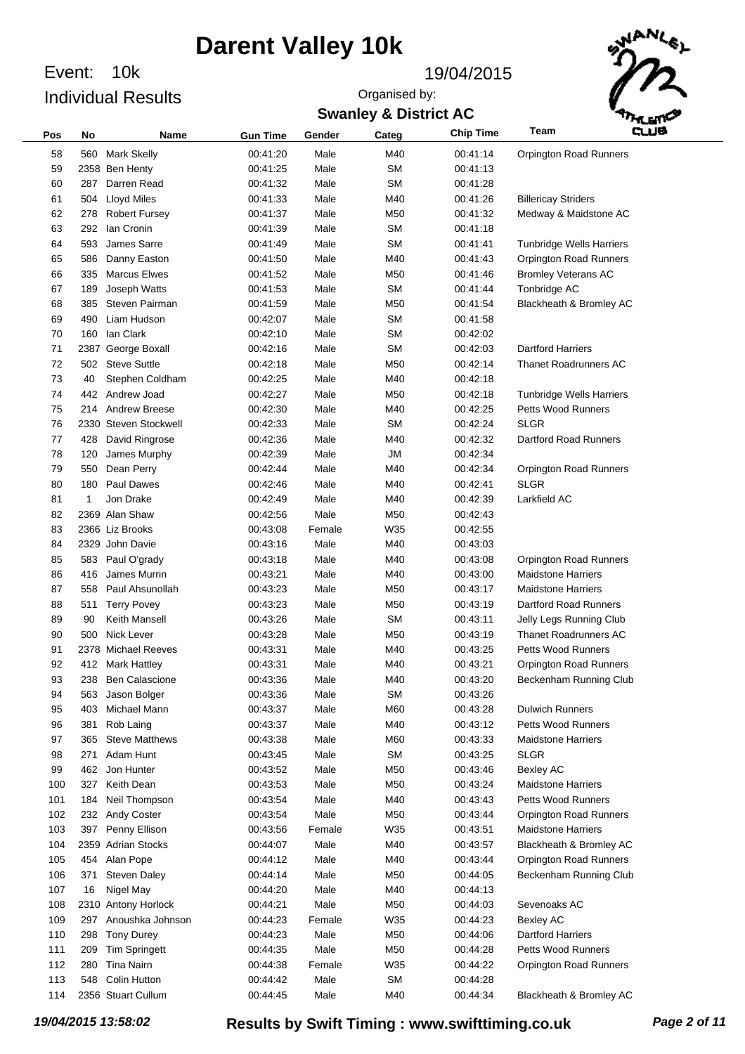# Darent Valley 10k

Event: 10k

Individual Results

19/04/2015

Organised by:

**Swanley & District AC**

| Pos | No | Name | Gun Time | Gender | Categ | Chip Time | Team |
|---|---|---|---|---|---|---|---|
| 58 | 560 | Mark Skelly | 00:41:20 | Male | M40 | 00:41:14 | Orpington Road Runners |
| 59 | 2358 | Ben Henty | 00:41:25 | Male | SM | 00:41:13 | |
| 60 | 287 | Darren Read | 00:41:32 | Male | SM | 00:41:28 | |
| 61 | 504 | Lloyd Miles | 00:41:33 | Male | M40 | 00:41:26 | Billericay Striders |
| 62 | 278 | Robert Fursey | 00:41:37 | Male | M50 | 00:41:32 | Medway & Maidstone AC |
| 63 | 292 | Ian Cronin | 00:41:39 | Male | SM | 00:41:18 | |
| 64 | 593 | James Sarre | 00:41:49 | Male | SM | 00:41:41 | Tunbridge Wells Harriers |
| 65 | 586 | Danny Easton | 00:41:50 | Male | M40 | 00:41:43 | Orpington Road Runners |
| 66 | 335 | Marcus Elwes | 00:41:52 | Male | M50 | 00:41:46 | Bromley Veterans AC |
| 67 | 189 | Joseph Watts | 00:41:53 | Male | SM | 00:41:44 | Tonbridge AC |
| 68 | 385 | Steven Pairman | 00:41:59 | Male | M50 | 00:41:54 | Blackheath & Bromley AC |
| 69 | 490 | Liam Hudson | 00:42:07 | Male | SM | 00:41:58 | |
| 70 | 160 | Ian Clark | 00:42:10 | Male | SM | 00:42:02 | |
| 71 | 2387 | George Boxall | 00:42:16 | Male | SM | 00:42:03 | Dartford Harriers |
| 72 | 502 | Steve Suttle | 00:42:18 | Male | M50 | 00:42:14 | Thanet Roadrunners AC |
| 73 | 40 | Stephen Coldham | 00:42:25 | Male | M40 | 00:42:18 | |
| 74 | 442 | Andrew Joad | 00:42:27 | Male | M50 | 00:42:18 | Tunbridge Wells Harriers |
| 75 | 214 | Andrew Breese | 00:42:30 | Male | M40 | 00:42:25 | Petts Wood Runners |
| 76 | 2330 | Steven Stockwell | 00:42:33 | Male | SM | 00:42:24 | SLGR |
| 77 | 428 | David Ringrose | 00:42:36 | Male | M40 | 00:42:32 | Dartford Road Runners |
| 78 | 120 | James Murphy | 00:42:39 | Male | JM | 00:42:34 | |
| 79 | 550 | Dean Perry | 00:42:44 | Male | M40 | 00:42:34 | Orpington Road Runners |
| 80 | 180 | Paul Dawes | 00:42:46 | Male | M40 | 00:42:41 | SLGR |
| 81 | 1 | Jon Drake | 00:42:49 | Male | M40 | 00:42:39 | Larkfield AC |
| 82 | 2369 | Alan Shaw | 00:42:56 | Male | M50 | 00:42:43 | |
| 83 | 2366 | Liz Brooks | 00:43:08 | Female | W35 | 00:42:55 | |
| 84 | 2329 | John Davie | 00:43:16 | Male | M40 | 00:43:03 | |
| 85 | 583 | Paul O'grady | 00:43:18 | Male | M40 | 00:43:08 | Orpington Road Runners |
| 86 | 416 | James Murrin | 00:43:21 | Male | M40 | 00:43:00 | Maidstone Harriers |
| 87 | 558 | Paul Ahsunollah | 00:43:23 | Male | M50 | 00:43:17 | Maidstone Harriers |
| 88 | 511 | Terry Povey | 00:43:23 | Male | M50 | 00:43:19 | Dartford Road Runners |
| 89 | 90 | Keith Mansell | 00:43:26 | Male | SM | 00:43:11 | Jelly Legs Running Club |
| 90 | 500 | Nick Lever | 00:43:28 | Male | M50 | 00:43:19 | Thanet Roadrunners AC |
| 91 | 2378 | Michael Reeves | 00:43:31 | Male | M40 | 00:43:25 | Petts Wood Runners |
| 92 | 412 | Mark Hattley | 00:43:31 | Male | M40 | 00:43:21 | Orpington Road Runners |
| 93 | 238 | Ben Calascione | 00:43:36 | Male | M40 | 00:43:20 | Beckenham Running Club |
| 94 | 563 | Jason Bolger | 00:43:36 | Male | SM | 00:43:26 | |
| 95 | 403 | Michael Mann | 00:43:37 | Male | M60 | 00:43:28 | Dulwich Runners |
| 96 | 381 | Rob Laing | 00:43:37 | Male | M40 | 00:43:12 | Petts Wood Runners |
| 97 | 365 | Steve Matthews | 00:43:38 | Male | M60 | 00:43:33 | Maidstone Harriers |
| 98 | 271 | Adam Hunt | 00:43:45 | Male | SM | 00:43:25 | SLGR |
| 99 | 462 | Jon Hunter | 00:43:52 | Male | M50 | 00:43:46 | Bexley AC |
| 100 | 327 | Keith Dean | 00:43:53 | Male | M50 | 00:43:24 | Maidstone Harriers |
| 101 | 184 | Neil Thompson | 00:43:54 | Male | M40 | 00:43:43 | Petts Wood Runners |
| 102 | 232 | Andy Coster | 00:43:54 | Male | M50 | 00:43:44 | Orpington Road Runners |
| 103 | 397 | Penny Ellison | 00:43:56 | Female | W35 | 00:43:51 | Maidstone Harriers |
| 104 | 2359 | Adrian Stocks | 00:44:07 | Male | M40 | 00:43:57 | Blackheath & Bromley AC |
| 105 | 454 | Alan Pope | 00:44:12 | Male | M40 | 00:43:44 | Orpington Road Runners |
| 106 | 371 | Steven Daley | 00:44:14 | Male | M50 | 00:44:05 | Beckenham Running Club |
| 107 | 16 | Nigel May | 00:44:20 | Male | M40 | 00:44:13 | |
| 108 | 2310 | Antony Horlock | 00:44:21 | Male | M50 | 00:44:03 | Sevenoaks AC |
| 109 | 297 | Anoushka Johnson | 00:44:23 | Female | W35 | 00:44:23 | Bexley AC |
| 110 | 298 | Tony Durey | 00:44:23 | Male | M50 | 00:44:06 | Dartford Harriers |
| 111 | 209 | Tim Springett | 00:44:35 | Male | M50 | 00:44:28 | Petts Wood Runners |
| 112 | 280 | Tina Nairn | 00:44:38 | Female | W35 | 00:44:22 | Orpington Road Runners |
| 113 | 548 | Colin Hutton | 00:44:42 | Male | SM | 00:44:28 | |
| 114 | 2356 | Stuart Cullum | 00:44:45 | Male | M40 | 00:44:34 | Blackheath & Bromley AC |

*19/04/2015 13:58:02* **Results by Swift Timing : www.swifttiming.co.uk**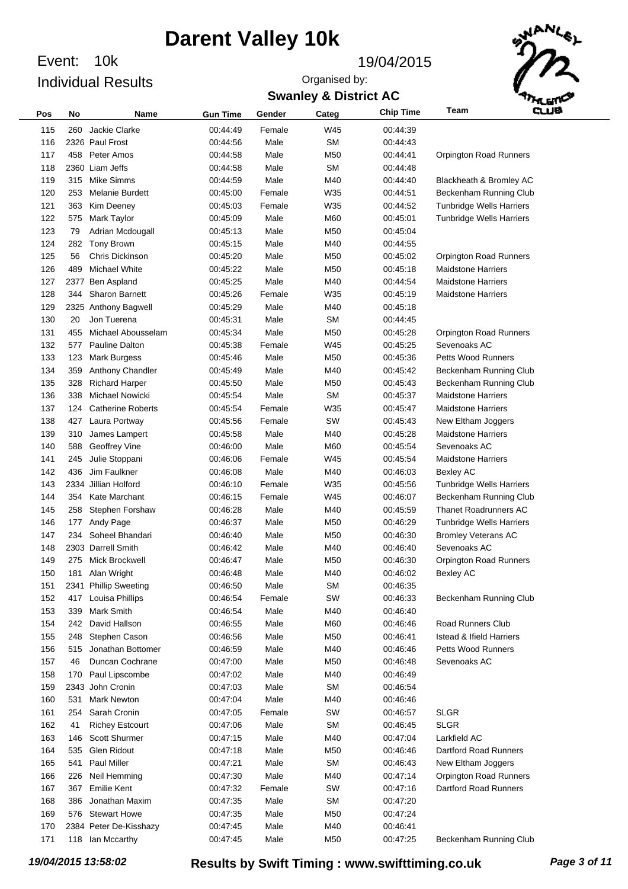# Darent Valley 10k

Event: 10k

Individual Results

19/04/2015

Organised by:

**Swanley & District AC**

| Pos | No | Name | Gun Time | Gender | Categ | Chip Time | Team |
|---|---|---|---|---|---|---|---|
| 115 | 260 | Jackie Clarke | 00:44:49 | Female | W45 | 00:44:39 | |
| 116 | 2326 | Paul Frost | 00:44:56 | Male | SM | 00:44:43 | |
| 117 | 458 | Peter Amos | 00:44:58 | Male | M50 | 00:44:41 | Orpington Road Runners |
| 118 | 2360 | Liam Jeffs | 00:44:58 | Male | SM | 00:44:48 | |
| 119 | 315 | Mike Simms | 00:44:59 | Male | M40 | 00:44:40 | Blackheath & Bromley AC |
| 120 | 253 | Melanie Burdett | 00:45:00 | Female | W35 | 00:44:51 | Beckenham Running Club |
| 121 | 363 | Kim Deeney | 00:45:03 | Female | W35 | 00:44:52 | Tunbridge Wells Harriers |
| 122 | 575 | Mark Taylor | 00:45:09 | Male | M60 | 00:45:01 | Tunbridge Wells Harriers |
| 123 | 79 | Adrian Mcdougall | 00:45:13 | Male | M50 | 00:45:04 | |
| 124 | 282 | Tony Brown | 00:45:15 | Male | M40 | 00:44:55 | |
| 125 | 56 | Chris Dickinson | 00:45:20 | Male | M50 | 00:45:02 | Orpington Road Runners |
| 126 | 489 | Michael White | 00:45:22 | Male | M50 | 00:45:18 | Maidstone Harriers |
| 127 | 2377 | Ben Aspland | 00:45:25 | Male | M40 | 00:44:54 | Maidstone Harriers |
| 128 | 344 | Sharon Barnett | 00:45:26 | Female | W35 | 00:45:19 | Maidstone Harriers |
| 129 | 2325 | Anthony Bagwell | 00:45:29 | Male | M40 | 00:45:18 | |
| 130 | 20 | Jon Tuerena | 00:45:31 | Male | SM | 00:44:45 | |
| 131 | 455 | Michael Abousselam | 00:45:34 | Male | M50 | 00:45:28 | Orpington Road Runners |
| 132 | 577 | Pauline Dalton | 00:45:38 | Female | W45 | 00:45:25 | Sevenoaks AC |
| 133 | 123 | Mark Burgess | 00:45:46 | Male | M50 | 00:45:36 | Petts Wood Runners |
| 134 | 359 | Anthony Chandler | 00:45:49 | Male | M40 | 00:45:42 | Beckenham Running Club |
| 135 | 328 | Richard Harper | 00:45:50 | Male | M50 | 00:45:43 | Beckenham Running Club |
| 136 | 338 | Michael Nowicki | 00:45:54 | Male | SM | 00:45:37 | Maidstone Harriers |
| 137 | 124 | Catherine Roberts | 00:45:54 | Female | W35 | 00:45:47 | Maidstone Harriers |
| 138 | 427 | Laura Portway | 00:45:56 | Female | SW | 00:45:43 | New Eltham Joggers |
| 139 | 310 | James Lampert | 00:45:58 | Male | M40 | 00:45:28 | Maidstone Harriers |
| 140 | 588 | Geoffrey Vine | 00:46:00 | Male | M60 | 00:45:54 | Sevenoaks AC |
| 141 | 245 | Julie Stoppani | 00:46:06 | Female | W45 | 00:45:54 | Maidstone Harriers |
| 142 | 436 | Jim Faulkner | 00:46:08 | Male | M40 | 00:46:03 | Bexley AC |
| 143 | 2334 | Jillian Holford | 00:46:10 | Female | W35 | 00:45:56 | Tunbridge Wells Harriers |
| 144 | 354 | Kate Marchant | 00:46:15 | Female | W45 | 00:46:07 | Beckenham Running Club |
| 145 | 258 | Stephen Forshaw | 00:46:28 | Male | M40 | 00:45:59 | Thanet Roadrunners AC |
| 146 | 177 | Andy Page | 00:46:37 | Male | M50 | 00:46:29 | Tunbridge Wells Harriers |
| 147 | 234 | Soheel Bhandari | 00:46:40 | Male | M50 | 00:46:30 | Bromley Veterans AC |
| 148 | 2303 | Darrell Smith | 00:46:42 | Male | M40 | 00:46:40 | Sevenoaks AC |
| 149 | 275 | Mick Brockwell | 00:46:47 | Male | M50 | 00:46:30 | Orpington Road Runners |
| 150 | 181 | Alan Wright | 00:46:48 | Male | M40 | 00:46:02 | Bexley AC |
| 151 | 2341 | Phillip Sweeting | 00:46:50 | Male | SM | 00:46:35 | |
| 152 | 417 | Louisa Phillips | 00:46:54 | Female | SW | 00:46:33 | Beckenham Running Club |
| 153 | 339 | Mark Smith | 00:46:54 | Male | M40 | 00:46:40 | |
| 154 | 242 | David Hallson | 00:46:55 | Male | M60 | 00:46:46 | Road Runners Club |
| 155 | 248 | Stephen Cason | 00:46:56 | Male | M50 | 00:46:41 | Istead & Ifield Harriers |
| 156 | 515 | Jonathan Bottomer | 00:46:59 | Male | M40 | 00:46:46 | Petts Wood Runners |
| 157 | 46 | Duncan Cochrane | 00:47:00 | Male | M50 | 00:46:48 | Sevenoaks AC |
| 158 | 170 | Paul Lipscombe | 00:47:02 | Male | M40 | 00:46:49 | |
| 159 | 2343 | John Cronin | 00:47:03 | Male | SM | 00:46:54 | |
| 160 | 531 | Mark Newton | 00:47:04 | Male | M40 | 00:46:46 | |
| 161 | 254 | Sarah Cronin | 00:47:05 | Female | SW | 00:46:57 | SLGR |
| 162 | 41 | Richey Estcourt | 00:47:06 | Male | SM | 00:46:45 | SLGR |
| 163 | 146 | Scott Shurmer | 00:47:15 | Male | M40 | 00:47:04 | Larkfield AC |
| 164 | 535 | Glen Ridout | 00:47:18 | Male | M50 | 00:46:46 | Dartford Road Runners |
| 165 | 541 | Paul Miller | 00:47:21 | Male | SM | 00:46:43 | New Eltham Joggers |
| 166 | 226 | Neil Hemming | 00:47:30 | Male | M40 | 00:47:14 | Orpington Road Runners |
| 167 | 367 | Emilie Kent | 00:47:32 | Female | SW | 00:47:16 | Dartford Road Runners |
| 168 | 386 | Jonathan Maxim | 00:47:35 | Male | SM | 00:47:20 | |
| 169 | 576 | Stewart Howe | 00:47:35 | Male | M50 | 00:47:24 | |
| 170 | 2384 | Peter De-Kisshazy | 00:47:45 | Male | M40 | 00:46:41 | |
| 171 | 118 | Ian Mccarthy | 00:47:45 | Male | M50 | 00:47:25 | Beckenham Running Club |

*19/04/2015 13:58:02* **Results by Swift Timing : www.swifttiming.co.uk**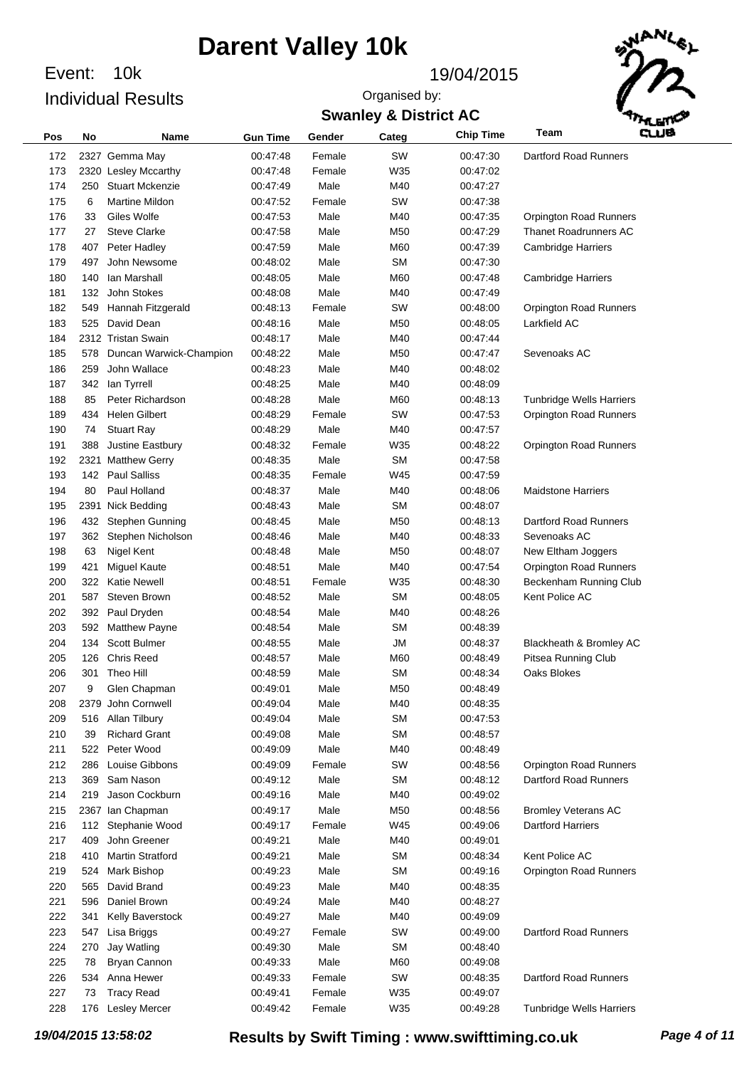# Darent Valley 10k

Event: 10k

Individual Results

19/04/2015

Organised by:

**Swanley & District AC**

| Pos | No | Name | Gun Time | Gender | Categ | Chip Time | Team |
|---|---|---|---|---|---|---|---|
| 172 | 2327 | Gemma May | 00:47:48 | Female | SW | 00:47:30 | Dartford Road Runners |
| 173 | 2320 | Lesley Mccarthy | 00:47:48 | Female | W35 | 00:47:02 | |
| 174 | 250 | Stuart Mckenzie | 00:47:49 | Male | M40 | 00:47:27 | |
| 175 | 6 | Martine Mildon | 00:47:52 | Female | SW | 00:47:38 | |
| 176 | 33 | Giles Wolfe | 00:47:53 | Male | M40 | 00:47:35 | Orpington Road Runners |
| 177 | 27 | Steve Clarke | 00:47:58 | Male | M50 | 00:47:29 | Thanet Roadrunners AC |
| 178 | 407 | Peter Hadley | 00:47:59 | Male | M60 | 00:47:39 | Cambridge Harriers |
| 179 | 497 | John Newsome | 00:48:02 | Male | SM | 00:47:30 | |
| 180 | 140 | Ian Marshall | 00:48:05 | Male | M60 | 00:47:48 | Cambridge Harriers |
| 181 | 132 | John Stokes | 00:48:08 | Male | M40 | 00:47:49 | |
| 182 | 549 | Hannah Fitzgerald | 00:48:13 | Female | SW | 00:48:00 | Orpington Road Runners |
| 183 | 525 | David Dean | 00:48:16 | Male | M50 | 00:48:05 | Larkfield AC |
| 184 | 2312 | Tristan Swain | 00:48:17 | Male | M40 | 00:47:44 | |
| 185 | 578 | Duncan Warwick-Champion | 00:48:22 | Male | M50 | 00:47:47 | Sevenoaks AC |
| 186 | 259 | John Wallace | 00:48:23 | Male | M40 | 00:48:02 | |
| 187 | 342 | Ian Tyrrell | 00:48:25 | Male | M40 | 00:48:09 | |
| 188 | 85 | Peter Richardson | 00:48:28 | Male | M60 | 00:48:13 | Tunbridge Wells Harriers |
| 189 | 434 | Helen Gilbert | 00:48:29 | Female | SW | 00:47:53 | Orpington Road Runners |
| 190 | 74 | Stuart Ray | 00:48:29 | Male | M40 | 00:47:57 | |
| 191 | 388 | Justine Eastbury | 00:48:32 | Female | W35 | 00:48:22 | Orpington Road Runners |
| 192 | 2321 | Matthew Gerry | 00:48:35 | Male | SM | 00:47:58 | |
| 193 | 142 | Paul Salliss | 00:48:35 | Female | W45 | 00:47:59 | |
| 194 | 80 | Paul Holland | 00:48:37 | Male | M40 | 00:48:06 | Maidstone Harriers |
| 195 | 2391 | Nick Bedding | 00:48:43 | Male | SM | 00:48:07 | |
| 196 | 432 | Stephen Gunning | 00:48:45 | Male | M50 | 00:48:13 | Dartford Road Runners |
| 197 | 362 | Stephen Nicholson | 00:48:46 | Male | M40 | 00:48:33 | Sevenoaks AC |
| 198 | 63 | Nigel Kent | 00:48:48 | Male | M50 | 00:48:07 | New Eltham Joggers |
| 199 | 421 | Miguel Kaute | 00:48:51 | Male | M40 | 00:47:54 | Orpington Road Runners |
| 200 | 322 | Katie Newell | 00:48:51 | Female | W35 | 00:48:30 | Beckenham Running Club |
| 201 | 587 | Steven Brown | 00:48:52 | Male | SM | 00:48:05 | Kent Police AC |
| 202 | 392 | Paul Dryden | 00:48:54 | Male | M40 | 00:48:26 | |
| 203 | 592 | Matthew Payne | 00:48:54 | Male | SM | 00:48:39 | |
| 204 | 134 | Scott Bulmer | 00:48:55 | Male | JM | 00:48:37 | Blackheath & Bromley AC |
| 205 | 126 | Chris Reed | 00:48:57 | Male | M60 | 00:48:49 | Pitsea Running Club |
| 206 | 301 | Theo Hill | 00:48:59 | Male | SM | 00:48:34 | Oaks Blokes |
| 207 | 9 | Glen Chapman | 00:49:01 | Male | M50 | 00:48:49 | |
| 208 | 2379 | John Cornwell | 00:49:04 | Male | M40 | 00:48:35 | |
| 209 | 516 | Allan Tilbury | 00:49:04 | Male | SM | 00:47:53 | |
| 210 | 39 | Richard Grant | 00:49:08 | Male | SM | 00:48:57 | |
| 211 | 522 | Peter Wood | 00:49:09 | Male | M40 | 00:48:49 | |
| 212 | 286 | Louise Gibbons | 00:49:09 | Female | SW | 00:48:56 | Orpington Road Runners |
| 213 | 369 | Sam Nason | 00:49:12 | Male | SM | 00:48:12 | Dartford Road Runners |
| 214 | 219 | Jason Cockburn | 00:49:16 | Male | M40 | 00:49:02 | |
| 215 | 2367 | Ian Chapman | 00:49:17 | Male | M50 | 00:48:56 | Bromley Veterans AC |
| 216 | 112 | Stephanie Wood | 00:49:17 | Female | W45 | 00:49:06 | Dartford Harriers |
| 217 | 409 | John Greener | 00:49:21 | Male | M40 | 00:49:01 | |
| 218 | 410 | Martin Stratford | 00:49:21 | Male | SM | 00:48:34 | Kent Police AC |
| 219 | 524 | Mark Bishop | 00:49:23 | Male | SM | 00:49:16 | Orpington Road Runners |
| 220 | 565 | David Brand | 00:49:23 | Male | M40 | 00:48:35 | |
| 221 | 596 | Daniel Brown | 00:49:24 | Male | M40 | 00:48:27 | |
| 222 | 341 | Kelly Baverstock | 00:49:27 | Male | M40 | 00:49:09 | |
| 223 | 547 | Lisa Briggs | 00:49:27 | Female | SW | 00:49:00 | Dartford Road Runners |
| 224 | 270 | Jay Watling | 00:49:30 | Male | SM | 00:48:40 | |
| 225 | 78 | Bryan Cannon | 00:49:33 | Male | M60 | 00:49:08 | |
| 226 | 534 | Anna Hewer | 00:49:33 | Female | SW | 00:48:35 | Dartford Road Runners |
| 227 | 73 | Tracy Read | 00:49:41 | Female | W35 | 00:49:07 | |
| 228 | 176 | Lesley Mercer | 00:49:42 | Female | W35 | 00:49:28 | Tunbridge Wells Harriers |

*19/04/2015 13:58:02* **Results by Swift Timing : www.swifttiming.co.uk**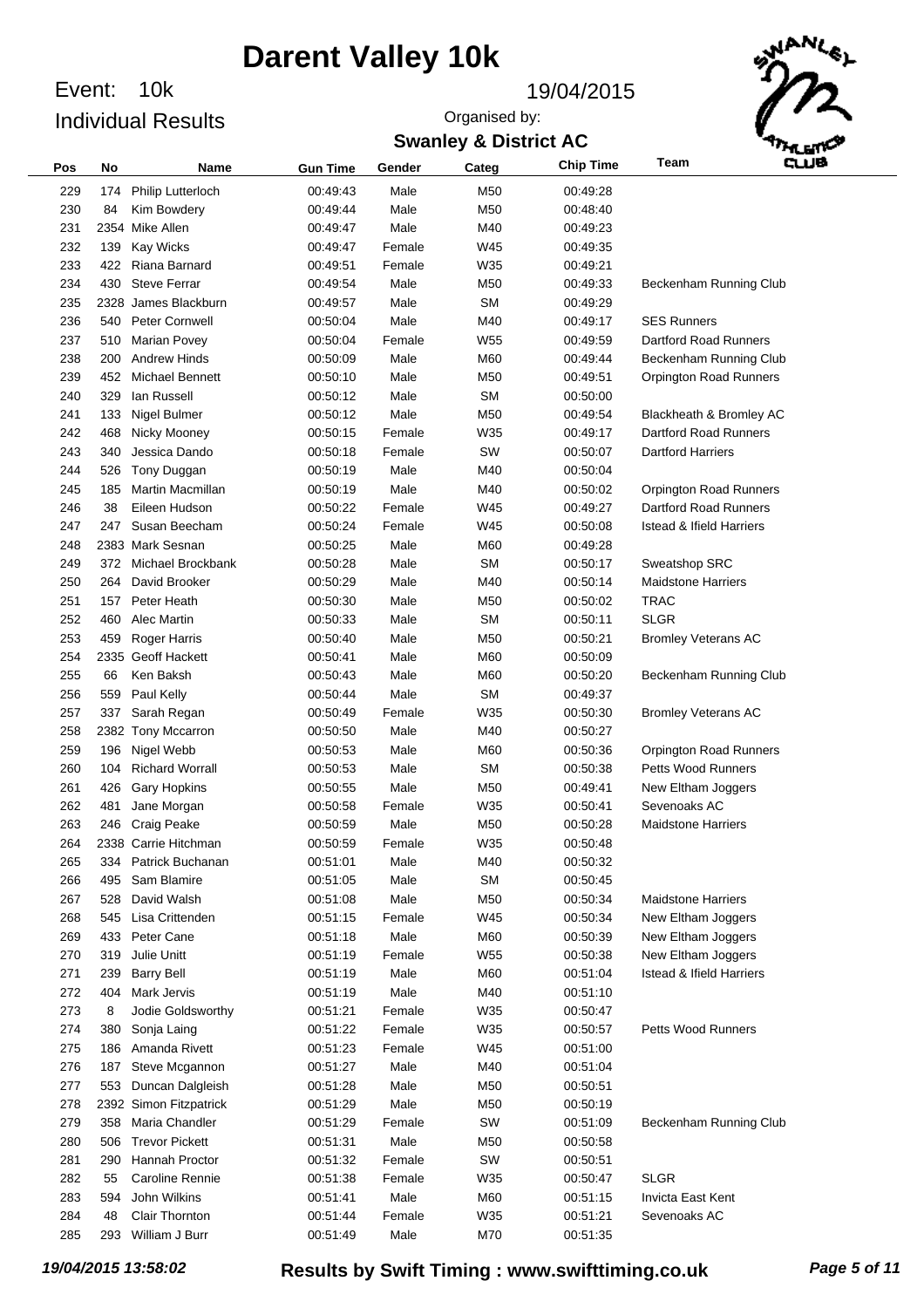# Darent Valley 10k

Event: 10k

Individual Results

19/04/2015

Organised by:

**Swanley & District AC**

| Pos | No | Name | Gun Time | Gender | Categ | Chip Time | Team |
|---|---|---|---|---|---|---|---|
| 229 | 174 | Philip Lutterloch | 00:49:43 | Male | M50 | 00:49:28 | |
| 230 | 84 | Kim Bowdery | 00:49:44 | Male | M50 | 00:48:40 | |
| 231 | 2354 | Mike Allen | 00:49:47 | Male | M40 | 00:49:23 | |
| 232 | 139 | Kay Wicks | 00:49:47 | Female | W45 | 00:49:35 | |
| 233 | 422 | Riana Barnard | 00:49:51 | Female | W35 | 00:49:21 | |
| 234 | 430 | Steve Ferrar | 00:49:54 | Male | M50 | 00:49:33 | Beckenham Running Club |
| 235 | 2328 | James Blackburn | 00:49:57 | Male | SM | 00:49:29 | |
| 236 | 540 | Peter Cornwell | 00:50:04 | Male | M40 | 00:49:17 | SES Runners |
| 237 | 510 | Marian Povey | 00:50:04 | Female | W55 | 00:49:59 | Dartford Road Runners |
| 238 | 200 | Andrew Hinds | 00:50:09 | Male | M60 | 00:49:44 | Beckenham Running Club |
| 239 | 452 | Michael Bennett | 00:50:10 | Male | M50 | 00:49:51 | Orpington Road Runners |
| 240 | 329 | Ian Russell | 00:50:12 | Male | SM | 00:50:00 | |
| 241 | 133 | Nigel Bulmer | 00:50:12 | Male | M50 | 00:49:54 | Blackheath & Bromley AC |
| 242 | 468 | Nicky Mooney | 00:50:15 | Female | W35 | 00:49:17 | Dartford Road Runners |
| 243 | 340 | Jessica Dando | 00:50:18 | Female | SW | 00:50:07 | Dartford Harriers |
| 244 | 526 | Tony Duggan | 00:50:19 | Male | M40 | 00:50:04 | |
| 245 | 185 | Martin Macmillan | 00:50:19 | Male | M40 | 00:50:02 | Orpington Road Runners |
| 246 | 38 | Eileen Hudson | 00:50:22 | Female | W45 | 00:49:27 | Dartford Road Runners |
| 247 | 247 | Susan Beecham | 00:50:24 | Female | W45 | 00:50:08 | Istead & Ifield Harriers |
| 248 | 2383 | Mark Sesnan | 00:50:25 | Male | M60 | 00:49:28 | |
| 249 | 372 | Michael Brockbank | 00:50:28 | Male | SM | 00:50:17 | Sweatshop SRC |
| 250 | 264 | David Brooker | 00:50:29 | Male | M40 | 00:50:14 | Maidstone Harriers |
| 251 | 157 | Peter Heath | 00:50:30 | Male | M50 | 00:50:02 | TRAC |
| 252 | 460 | Alec Martin | 00:50:33 | Male | SM | 00:50:11 | SLGR |
| 253 | 459 | Roger Harris | 00:50:40 | Male | M50 | 00:50:21 | Bromley Veterans AC |
| 254 | 2335 | Geoff Hackett | 00:50:41 | Male | M60 | 00:50:09 | |
| 255 | 66 | Ken Baksh | 00:50:43 | Male | M60 | 00:50:20 | Beckenham Running Club |
| 256 | 559 | Paul Kelly | 00:50:44 | Male | SM | 00:49:37 | |
| 257 | 337 | Sarah Regan | 00:50:49 | Female | W35 | 00:50:30 | Bromley Veterans AC |
| 258 | 2382 | Tony Mccarron | 00:50:50 | Male | M40 | 00:50:27 | |
| 259 | 196 | Nigel Webb | 00:50:53 | Male | M60 | 00:50:36 | Orpington Road Runners |
| 260 | 104 | Richard Worrall | 00:50:53 | Male | SM | 00:50:38 | Petts Wood Runners |
| 261 | 426 | Gary Hopkins | 00:50:55 | Male | M50 | 00:49:41 | New Eltham Joggers |
| 262 | 481 | Jane Morgan | 00:50:58 | Female | W35 | 00:50:41 | Sevenoaks AC |
| 263 | 246 | Craig Peake | 00:50:59 | Male | M50 | 00:50:28 | Maidstone Harriers |
| 264 | 2338 | Carrie Hitchman | 00:50:59 | Female | W35 | 00:50:48 | |
| 265 | 334 | Patrick Buchanan | 00:51:01 | Male | M40 | 00:50:32 | |
| 266 | 495 | Sam Blamire | 00:51:05 | Male | SM | 00:50:45 | |
| 267 | 528 | David Walsh | 00:51:08 | Male | M50 | 00:50:34 | Maidstone Harriers |
| 268 | 545 | Lisa Crittenden | 00:51:15 | Female | W45 | 00:50:34 | New Eltham Joggers |
| 269 | 433 | Peter Cane | 00:51:18 | Male | M60 | 00:50:39 | New Eltham Joggers |
| 270 | 319 | Julie Unitt | 00:51:19 | Female | W55 | 00:50:38 | New Eltham Joggers |
| 271 | 239 | Barry Bell | 00:51:19 | Male | M60 | 00:51:04 | Istead & Ifield Harriers |
| 272 | 404 | Mark Jervis | 00:51:19 | Male | M40 | 00:51:10 | |
| 273 | 8 | Jodie Goldsworthy | 00:51:21 | Female | W35 | 00:50:47 | |
| 274 | 380 | Sonja Laing | 00:51:22 | Female | W35 | 00:50:57 | Petts Wood Runners |
| 275 | 186 | Amanda Rivett | 00:51:23 | Female | W45 | 00:51:00 | |
| 276 | 187 | Steve Mcgannon | 00:51:27 | Male | M40 | 00:51:04 | |
| 277 | 553 | Duncan Dalgleish | 00:51:28 | Male | M50 | 00:50:51 | |
| 278 | 2392 | Simon Fitzpatrick | 00:51:29 | Male | M50 | 00:50:19 | |
| 279 | 358 | Maria Chandler | 00:51:29 | Female | SW | 00:51:09 | Beckenham Running Club |
| 280 | 506 | Trevor Pickett | 00:51:31 | Male | M50 | 00:50:58 | |
| 281 | 290 | Hannah Proctor | 00:51:32 | Female | SW | 00:50:51 | |
| 282 | 55 | Caroline Rennie | 00:51:38 | Female | W35 | 00:50:47 | SLGR |
| 283 | 594 | John Wilkins | 00:51:41 | Male | M60 | 00:51:15 | Invicta East Kent |
| 284 | 48 | Clair Thornton | 00:51:44 | Female | W35 | 00:51:21 | Sevenoaks AC |
| 285 | 293 | William J Burr | 00:51:49 | Male | M70 | 00:51:35 | |

*19/04/2015 13:58:02* **Results by Swift Timing : www.swifttiming.co.uk**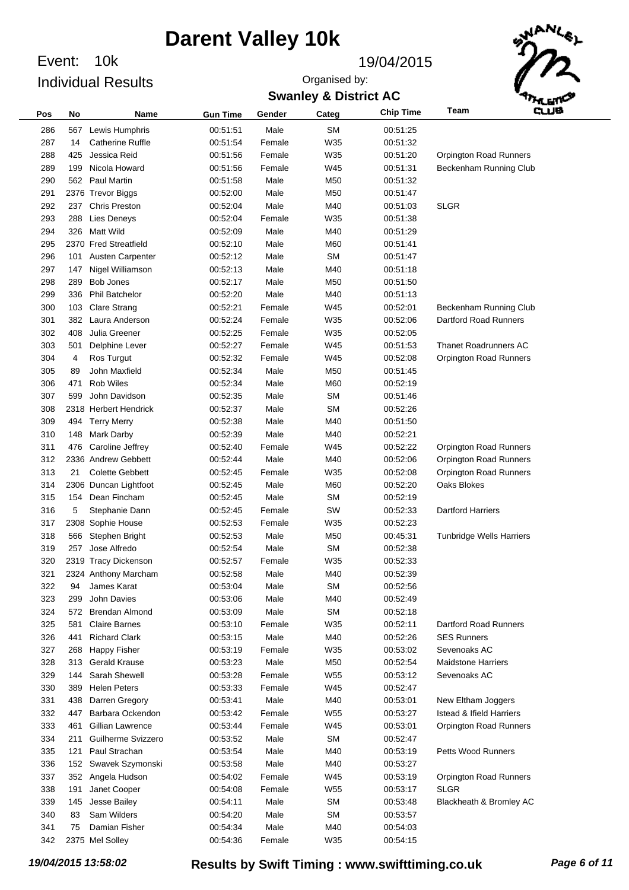# Darent Valley 10k

Event: 10k

Individual Results

19/04/2015

Organised by:

**Swanley & District AC**

| Pos | No | Name | Gun Time | Gender | Categ | Chip Time | Team |
|---|---|---|---|---|---|---|---|
| 286 | 567 | Lewis Humphris | 00:51:51 | Male | SM | 00:51:25 | |
| 287 | 14 | Catherine Ruffle | 00:51:54 | Female | W35 | 00:51:32 | |
| 288 | 425 | Jessica Reid | 00:51:56 | Female | W35 | 00:51:20 | Orpington Road Runners |
| 289 | 199 | Nicola Howard | 00:51:56 | Female | W45 | 00:51:31 | Beckenham Running Club |
| 290 | 562 | Paul Martin | 00:51:58 | Male | M50 | 00:51:32 | |
| 291 | 2376 | Trevor Biggs | 00:52:00 | Male | M50 | 00:51:47 | |
| 292 | 237 | Chris Preston | 00:52:04 | Male | M40 | 00:51:03 | SLGR |
| 293 | 288 | Lies Deneys | 00:52:04 | Female | W35 | 00:51:38 | |
| 294 | 326 | Matt Wild | 00:52:09 | Male | M40 | 00:51:29 | |
| 295 | 2370 | Fred Streatfield | 00:52:10 | Male | M60 | 00:51:41 | |
| 296 | 101 | Austen Carpenter | 00:52:12 | Male | SM | 00:51:47 | |
| 297 | 147 | Nigel Williamson | 00:52:13 | Male | M40 | 00:51:18 | |
| 298 | 289 | Bob Jones | 00:52:17 | Male | M50 | 00:51:50 | |
| 299 | 336 | Phil Batchelor | 00:52:20 | Male | M40 | 00:51:13 | |
| 300 | 103 | Clare Strang | 00:52:21 | Female | W45 | 00:52:01 | Beckenham Running Club |
| 301 | 382 | Laura Anderson | 00:52:24 | Female | W35 | 00:52:06 | Dartford Road Runners |
| 302 | 408 | Julia Greener | 00:52:25 | Female | W35 | 00:52:05 | |
| 303 | 501 | Delphine Lever | 00:52:27 | Female | W45 | 00:51:53 | Thanet Roadrunners AC |
| 304 | 4 | Ros Turgut | 00:52:32 | Female | W45 | 00:52:08 | Orpington Road Runners |
| 305 | 89 | John Maxfield | 00:52:34 | Male | M50 | 00:51:45 | |
| 306 | 471 | Rob Wiles | 00:52:34 | Male | M60 | 00:52:19 | |
| 307 | 599 | John Davidson | 00:52:35 | Male | SM | 00:51:46 | |
| 308 | 2318 | Herbert Hendrick | 00:52:37 | Male | SM | 00:52:26 | |
| 309 | 494 | Terry Merry | 00:52:38 | Male | M40 | 00:51:50 | |
| 310 | 148 | Mark Darby | 00:52:39 | Male | M40 | 00:52:21 | |
| 311 | 476 | Caroline Jeffrey | 00:52:40 | Female | W45 | 00:52:22 | Orpington Road Runners |
| 312 | 2336 | Andrew Gebbett | 00:52:44 | Male | M40 | 00:52:06 | Orpington Road Runners |
| 313 | 21 | Colette Gebbett | 00:52:45 | Female | W35 | 00:52:08 | Orpington Road Runners |
| 314 | 2306 | Duncan Lightfoot | 00:52:45 | Male | M60 | 00:52:20 | Oaks Blokes |
| 315 | 154 | Dean Fincham | 00:52:45 | Male | SM | 00:52:19 | |
| 316 | 5 | Stephanie Dann | 00:52:45 | Female | SW | 00:52:33 | Dartford Harriers |
| 317 | 2308 | Sophie House | 00:52:53 | Female | W35 | 00:52:23 | |
| 318 | 566 | Stephen Bright | 00:52:53 | Male | M50 | 00:45:31 | Tunbridge Wells Harriers |
| 319 | 257 | Jose Alfredo | 00:52:54 | Male | SM | 00:52:38 | |
| 320 | 2319 | Tracy Dickenson | 00:52:57 | Female | W35 | 00:52:33 | |
| 321 | 2324 | Anthony Marcham | 00:52:58 | Male | M40 | 00:52:39 | |
| 322 | 94 | James Karat | 00:53:04 | Male | SM | 00:52:56 | |
| 323 | 299 | John Davies | 00:53:06 | Male | M40 | 00:52:49 | |
| 324 | 572 | Brendan Almond | 00:53:09 | Male | SM | 00:52:18 | |
| 325 | 581 | Claire Barnes | 00:53:10 | Female | W35 | 00:52:11 | Dartford Road Runners |
| 326 | 441 | Richard Clark | 00:53:15 | Male | M40 | 00:52:26 | SES Runners |
| 327 | 268 | Happy Fisher | 00:53:19 | Female | W35 | 00:53:02 | Sevenoaks AC |
| 328 | 313 | Gerald Krause | 00:53:23 | Male | M50 | 00:52:54 | Maidstone Harriers |
| 329 | 144 | Sarah Shewell | 00:53:28 | Female | W55 | 00:53:12 | Sevenoaks AC |
| 330 | 389 | Helen Peters | 00:53:33 | Female | W45 | 00:52:47 | |
| 331 | 438 | Darren Gregory | 00:53:41 | Male | M40 | 00:53:01 | New Eltham Joggers |
| 332 | 447 | Barbara Ockendon | 00:53:42 | Female | W55 | 00:53:27 | Istead & Ifield Harriers |
| 333 | 461 | Gillian Lawrence | 00:53:44 | Female | W45 | 00:53:01 | Orpington Road Runners |
| 334 | 211 | Guilherme Svizzero | 00:53:52 | Male | SM | 00:52:47 | |
| 335 | 121 | Paul Strachan | 00:53:54 | Male | M40 | 00:53:19 | Petts Wood Runners |
| 336 | 152 | Swavek Szymonski | 00:53:58 | Male | M40 | 00:53:27 | |
| 337 | 352 | Angela Hudson | 00:54:02 | Female | W45 | 00:53:19 | Orpington Road Runners |
| 338 | 191 | Janet Cooper | 00:54:08 | Female | W55 | 00:53:17 | SLGR |
| 339 | 145 | Jesse Bailey | 00:54:11 | Male | SM | 00:53:48 | Blackheath & Bromley AC |
| 340 | 83 | Sam Wilders | 00:54:20 | Male | SM | 00:53:57 | |
| 341 | 75 | Damian Fisher | 00:54:34 | Male | M40 | 00:54:03 | |
| 342 | 2375 | Mel Solley | 00:54:36 | Female | W35 | 00:54:15 | |

*19/04/2015 13:58:02* **Results by Swift Timing : www.swifttiming.co.uk**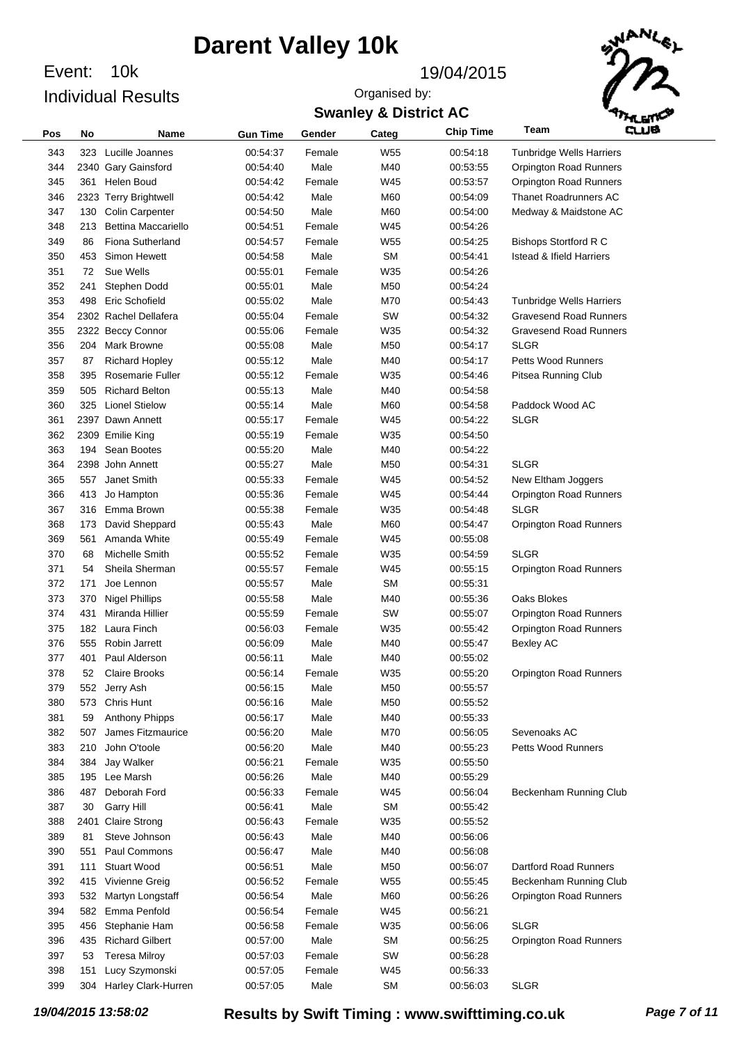# Darent Valley 10k

Event: 10k

Individual Results

19/04/2015

Organised by:

**Swanley & District AC**

| Pos | No | Name | Gun Time | Gender | Categ | Chip Time | Team |
|---|---|---|---|---|---|---|---|
| 343 | 323 | Lucille Joannes | 00:54:37 | Female | W55 | 00:54:18 | Tunbridge Wells Harriers |
| 344 | 2340 | Gary Gainsford | 00:54:40 | Male | M40 | 00:53:55 | Orpington Road Runners |
| 345 | 361 | Helen Boud | 00:54:42 | Female | W45 | 00:53:57 | Orpington Road Runners |
| 346 | 2323 | Terry Brightwell | 00:54:42 | Male | M60 | 00:54:09 | Thanet Roadrunners AC |
| 347 | 130 | Colin Carpenter | 00:54:50 | Male | M60 | 00:54:00 | Medway & Maidstone AC |
| 348 | 213 | Bettina Maccariello | 00:54:51 | Female | W45 | 00:54:26 | |
| 349 | 86 | Fiona Sutherland | 00:54:57 | Female | W55 | 00:54:25 | Bishops Stortford R C |
| 350 | 453 | Simon Hewett | 00:54:58 | Male | SM | 00:54:41 | Istead & Ifield Harriers |
| 351 | 72 | Sue Wells | 00:55:01 | Female | W35 | 00:54:26 | |
| 352 | 241 | Stephen Dodd | 00:55:01 | Male | M50 | 00:54:24 | |
| 353 | 498 | Eric Schofield | 00:55:02 | Male | M70 | 00:54:43 | Tunbridge Wells Harriers |
| 354 | 2302 | Rachel Dellafera | 00:55:04 | Female | SW | 00:54:32 | Gravesend Road Runners |
| 355 | 2322 | Beccy Connor | 00:55:06 | Female | W35 | 00:54:32 | Gravesend Road Runners |
| 356 | 204 | Mark Browne | 00:55:08 | Male | M50 | 00:54:17 | SLGR |
| 357 | 87 | Richard Hopley | 00:55:12 | Male | M40 | 00:54:17 | Petts Wood Runners |
| 358 | 395 | Rosemarie Fuller | 00:55:12 | Female | W35 | 00:54:46 | Pitsea Running Club |
| 359 | 505 | Richard Belton | 00:55:13 | Male | M40 | 00:54:58 | |
| 360 | 325 | Lionel Stielow | 00:55:14 | Male | M60 | 00:54:58 | Paddock Wood AC |
| 361 | 2397 | Dawn Annett | 00:55:17 | Female | W45 | 00:54:22 | SLGR |
| 362 | 2309 | Emilie King | 00:55:19 | Female | W35 | 00:54:50 | |
| 363 | 194 | Sean Bootes | 00:55:20 | Male | M40 | 00:54:22 | |
| 364 | 2398 | John Annett | 00:55:27 | Male | M50 | 00:54:31 | SLGR |
| 365 | 557 | Janet Smith | 00:55:33 | Female | W45 | 00:54:52 | New Eltham Joggers |
| 366 | 413 | Jo Hampton | 00:55:36 | Female | W45 | 00:54:44 | Orpington Road Runners |
| 367 | 316 | Emma Brown | 00:55:38 | Female | W35 | 00:54:48 | SLGR |
| 368 | 173 | David Sheppard | 00:55:43 | Male | M60 | 00:54:47 | Orpington Road Runners |
| 369 | 561 | Amanda White | 00:55:49 | Female | W45 | 00:55:08 | |
| 370 | 68 | Michelle Smith | 00:55:52 | Female | W35 | 00:54:59 | SLGR |
| 371 | 54 | Sheila Sherman | 00:55:57 | Female | W45 | 00:55:15 | Orpington Road Runners |
| 372 | 171 | Joe Lennon | 00:55:57 | Male | SM | 00:55:31 | |
| 373 | 370 | Nigel Phillips | 00:55:58 | Male | M40 | 00:55:36 | Oaks Blokes |
| 374 | 431 | Miranda Hillier | 00:55:59 | Female | SW | 00:55:07 | Orpington Road Runners |
| 375 | 182 | Laura Finch | 00:56:03 | Female | W35 | 00:55:42 | Orpington Road Runners |
| 376 | 555 | Robin Jarrett | 00:56:09 | Male | M40 | 00:55:47 | Bexley AC |
| 377 | 401 | Paul Alderson | 00:56:11 | Male | M40 | 00:55:02 | |
| 378 | 52 | Claire Brooks | 00:56:14 | Female | W35 | 00:55:20 | Orpington Road Runners |
| 379 | 552 | Jerry Ash | 00:56:15 | Male | M50 | 00:55:57 | |
| 380 | 573 | Chris Hunt | 00:56:16 | Male | M50 | 00:55:52 | |
| 381 | 59 | Anthony Phipps | 00:56:17 | Male | M40 | 00:55:33 | |
| 382 | 507 | James Fitzmaurice | 00:56:20 | Male | M70 | 00:56:05 | Sevenoaks AC |
| 383 | 210 | John O'toole | 00:56:20 | Male | M40 | 00:55:23 | Petts Wood Runners |
| 384 | 384 | Jay Walker | 00:56:21 | Female | W35 | 00:55:50 | |
| 385 | 195 | Lee Marsh | 00:56:26 | Male | M40 | 00:55:29 | |
| 386 | 487 | Deborah Ford | 00:56:33 | Female | W45 | 00:56:04 | Beckenham Running Club |
| 387 | 30 | Garry Hill | 00:56:41 | Male | SM | 00:55:42 | |
| 388 | 2401 | Claire Strong | 00:56:43 | Female | W35 | 00:55:52 | |
| 389 | 81 | Steve Johnson | 00:56:43 | Male | M40 | 00:56:06 | |
| 390 | 551 | Paul Commons | 00:56:47 | Male | M40 | 00:56:08 | |
| 391 | 111 | Stuart Wood | 00:56:51 | Male | M50 | 00:56:07 | Dartford Road Runners |
| 392 | 415 | Vivienne Greig | 00:56:52 | Female | W55 | 00:55:45 | Beckenham Running Club |
| 393 | 532 | Martyn Longstaff | 00:56:54 | Male | M60 | 00:56:26 | Orpington Road Runners |
| 394 | 582 | Emma Penfold | 00:56:54 | Female | W45 | 00:56:21 | |
| 395 | 456 | Stephanie Ham | 00:56:58 | Female | W35 | 00:56:06 | SLGR |
| 396 | 435 | Richard Gilbert | 00:57:00 | Male | SM | 00:56:25 | Orpington Road Runners |
| 397 | 53 | Teresa Milroy | 00:57:03 | Female | SW | 00:56:28 | |
| 398 | 151 | Lucy Szymonski | 00:57:05 | Female | W45 | 00:56:33 | |
| 399 | 304 | Harley Clark-Hurren | 00:57:05 | Male | SM | 00:56:03 | SLGR |

*19/04/2015 13:58:02* **Results by Swift Timing : www.swifttiming.co.uk**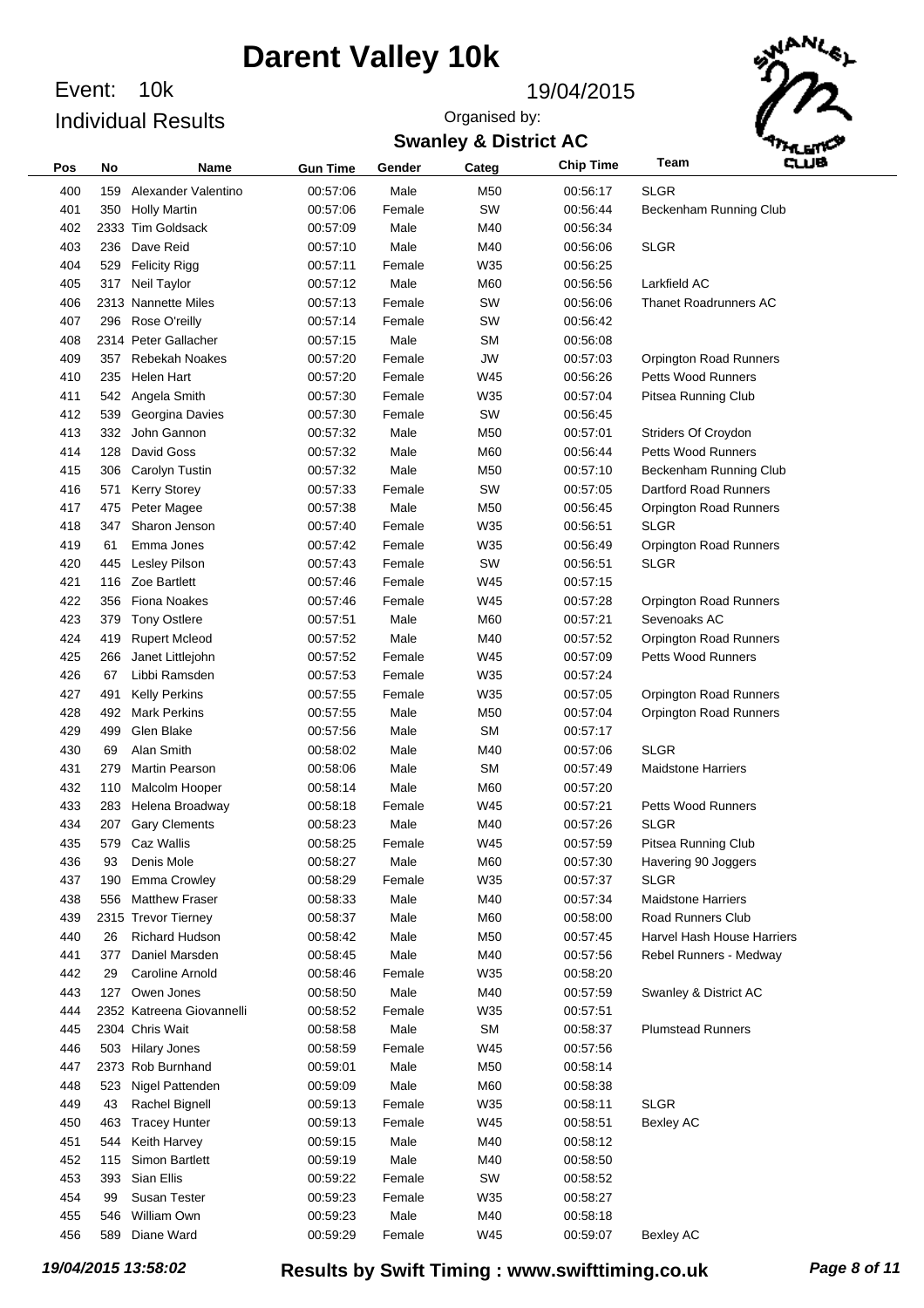# Darent Valley 10k

Event: 10k

Individual Results

19/04/2015

Organised by:

**Swanley & District AC**

| Pos | No | Name | Gun Time | Gender | Categ | Chip Time | Team |
|---|---|---|---|---|---|---|---|
| 400 | 159 | Alexander Valentino | 00:57:06 | Male | M50 | 00:56:17 | SLGR |
| 401 | 350 | Holly Martin | 00:57:06 | Female | SW | 00:56:44 | Beckenham Running Club |
| 402 | 2333 | Tim Goldsack | 00:57:09 | Male | M40 | 00:56:34 | |
| 403 | 236 | Dave Reid | 00:57:10 | Male | M40 | 00:56:06 | SLGR |
| 404 | 529 | Felicity Rigg | 00:57:11 | Female | W35 | 00:56:25 | |
| 405 | 317 | Neil Taylor | 00:57:12 | Male | M60 | 00:56:56 | Larkfield AC |
| 406 | 2313 | Nannette Miles | 00:57:13 | Female | SW | 00:56:06 | Thanet Roadrunners AC |
| 407 | 296 | Rose O'reilly | 00:57:14 | Female | SW | 00:56:42 | |
| 408 | 2314 | Peter Gallacher | 00:57:15 | Male | SM | 00:56:08 | |
| 409 | 357 | Rebekah Noakes | 00:57:20 | Female | JW | 00:57:03 | Orpington Road Runners |
| 410 | 235 | Helen Hart | 00:57:20 | Female | W45 | 00:56:26 | Petts Wood Runners |
| 411 | 542 | Angela Smith | 00:57:30 | Female | W35 | 00:57:04 | Pitsea Running Club |
| 412 | 539 | Georgina Davies | 00:57:30 | Female | SW | 00:56:45 | |
| 413 | 332 | John Gannon | 00:57:32 | Male | M50 | 00:57:01 | Striders Of Croydon |
| 414 | 128 | David Goss | 00:57:32 | Male | M60 | 00:56:44 | Petts Wood Runners |
| 415 | 306 | Carolyn Tustin | 00:57:32 | Male | M50 | 00:57:10 | Beckenham Running Club |
| 416 | 571 | Kerry Storey | 00:57:33 | Female | SW | 00:57:05 | Dartford Road Runners |
| 417 | 475 | Peter Magee | 00:57:38 | Male | M50 | 00:56:45 | Orpington Road Runners |
| 418 | 347 | Sharon Jenson | 00:57:40 | Female | W35 | 00:56:51 | SLGR |
| 419 | 61 | Emma Jones | 00:57:42 | Female | W35 | 00:56:49 | Orpington Road Runners |
| 420 | 445 | Lesley Pilson | 00:57:43 | Female | SW | 00:56:51 | SLGR |
| 421 | 116 | Zoe Bartlett | 00:57:46 | Female | W45 | 00:57:15 | |
| 422 | 356 | Fiona Noakes | 00:57:46 | Female | W45 | 00:57:28 | Orpington Road Runners |
| 423 | 379 | Tony Ostlere | 00:57:51 | Male | M60 | 00:57:21 | Sevenoaks AC |
| 424 | 419 | Rupert Mcleod | 00:57:52 | Male | M40 | 00:57:52 | Orpington Road Runners |
| 425 | 266 | Janet Littlejohn | 00:57:52 | Female | W45 | 00:57:09 | Petts Wood Runners |
| 426 | 67 | Libbi Ramsden | 00:57:53 | Female | W35 | 00:57:24 | |
| 427 | 491 | Kelly Perkins | 00:57:55 | Female | W35 | 00:57:05 | Orpington Road Runners |
| 428 | 492 | Mark Perkins | 00:57:55 | Male | M50 | 00:57:04 | Orpington Road Runners |
| 429 | 499 | Glen Blake | 00:57:56 | Male | SM | 00:57:17 | |
| 430 | 69 | Alan Smith | 00:58:02 | Male | M40 | 00:57:06 | SLGR |
| 431 | 279 | Martin Pearson | 00:58:06 | Male | SM | 00:57:49 | Maidstone Harriers |
| 432 | 110 | Malcolm Hooper | 00:58:14 | Male | M60 | 00:57:20 | |
| 433 | 283 | Helena Broadway | 00:58:18 | Female | W45 | 00:57:21 | Petts Wood Runners |
| 434 | 207 | Gary Clements | 00:58:23 | Male | M40 | 00:57:26 | SLGR |
| 435 | 579 | Caz Wallis | 00:58:25 | Female | W45 | 00:57:59 | Pitsea Running Club |
| 436 | 93 | Denis Mole | 00:58:27 | Male | M60 | 00:57:30 | Havering 90 Joggers |
| 437 | 190 | Emma Crowley | 00:58:29 | Female | W35 | 00:57:37 | SLGR |
| 438 | 556 | Matthew Fraser | 00:58:33 | Male | M40 | 00:57:34 | Maidstone Harriers |
| 439 | 2315 | Trevor Tierney | 00:58:37 | Male | M60 | 00:58:00 | Road Runners Club |
| 440 | 26 | Richard Hudson | 00:58:42 | Male | M50 | 00:57:45 | Harvel Hash House Harriers |
| 441 | 377 | Daniel Marsden | 00:58:45 | Male | M40 | 00:57:56 | Rebel Runners - Medway |
| 442 | 29 | Caroline Arnold | 00:58:46 | Female | W35 | 00:58:20 | |
| 443 | 127 | Owen Jones | 00:58:50 | Male | M40 | 00:57:59 | Swanley & District AC |
| 444 | 2352 | Katreena Giovannelli | 00:58:52 | Female | W35 | 00:57:51 | |
| 445 | 2304 | Chris Wait | 00:58:58 | Male | SM | 00:58:37 | Plumstead Runners |
| 446 | 503 | Hilary Jones | 00:58:59 | Female | W45 | 00:57:56 | |
| 447 | 2373 | Rob Burnhand | 00:59:01 | Male | M50 | 00:58:14 | |
| 448 | 523 | Nigel Pattenden | 00:59:09 | Male | M60 | 00:58:38 | |
| 449 | 43 | Rachel Bignell | 00:59:13 | Female | W35 | 00:58:11 | SLGR |
| 450 | 463 | Tracey Hunter | 00:59:13 | Female | W45 | 00:58:51 | Bexley AC |
| 451 | 544 | Keith Harvey | 00:59:15 | Male | M40 | 00:58:12 | |
| 452 | 115 | Simon Bartlett | 00:59:19 | Male | M40 | 00:58:50 | |
| 453 | 393 | Sian Ellis | 00:59:22 | Female | SW | 00:58:52 | |
| 454 | 99 | Susan Tester | 00:59:23 | Female | W35 | 00:58:27 | |
| 455 | 546 | William Own | 00:59:23 | Male | M40 | 00:58:18 | |
| 456 | 589 | Diane Ward | 00:59:29 | Female | W45 | 00:59:07 | Bexley AC |

*19/04/2015 13:58:02* **Results by Swift Timing : www.swifttiming.co.uk**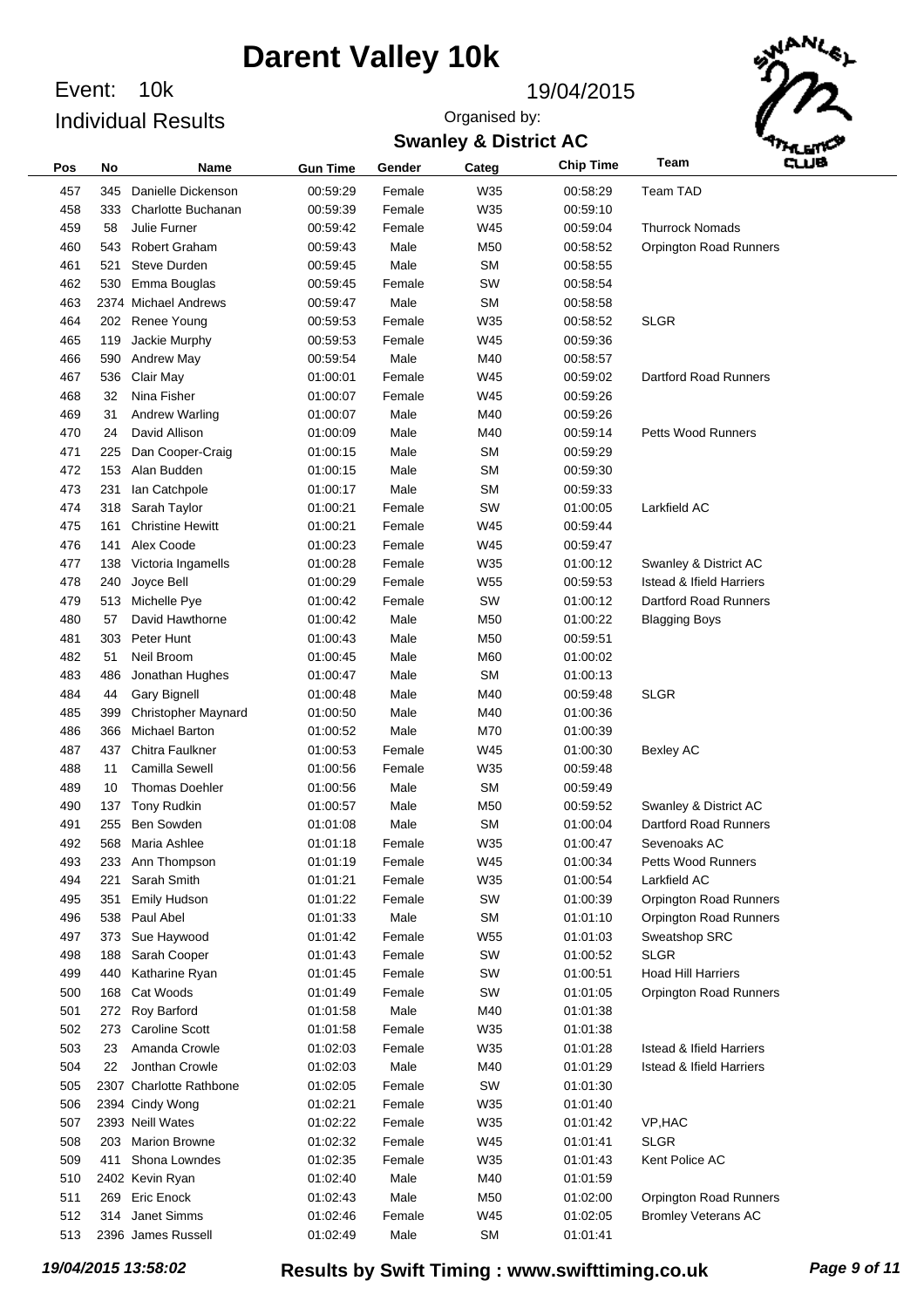# Darent Valley 10k

Event: 10k

Individual Results

19/04/2015

Organised by:

**Swanley & District AC**

| Pos | No | Name | Gun Time | Gender | Categ | Chip Time | Team |
|---|---|---|---|---|---|---|---|
| 457 | 345 | Danielle Dickenson | 00:59:29 | Female | W35 | 00:58:29 | Team TAD |
| 458 | 333 | Charlotte Buchanan | 00:59:39 | Female | W35 | 00:59:10 | |
| 459 | 58 | Julie Furner | 00:59:42 | Female | W45 | 00:59:04 | Thurrock Nomads |
| 460 | 543 | Robert Graham | 00:59:43 | Male | M50 | 00:58:52 | Orpington Road Runners |
| 461 | 521 | Steve Durden | 00:59:45 | Male | SM | 00:58:55 | |
| 462 | 530 | Emma Bouglas | 00:59:45 | Female | SW | 00:58:54 | |
| 463 | 2374 | Michael Andrews | 00:59:47 | Male | SM | 00:58:58 | |
| 464 | 202 | Renee Young | 00:59:53 | Female | W35 | 00:58:52 | SLGR |
| 465 | 119 | Jackie Murphy | 00:59:53 | Female | W45 | 00:59:36 | |
| 466 | 590 | Andrew May | 00:59:54 | Male | M40 | 00:58:57 | |
| 467 | 536 | Clair May | 01:00:01 | Female | W45 | 00:59:02 | Dartford Road Runners |
| 468 | 32 | Nina Fisher | 01:00:07 | Female | W45 | 00:59:26 | |
| 469 | 31 | Andrew Warling | 01:00:07 | Male | M40 | 00:59:26 | |
| 470 | 24 | David Allison | 01:00:09 | Male | M40 | 00:59:14 | Petts Wood Runners |
| 471 | 225 | Dan Cooper-Craig | 01:00:15 | Male | SM | 00:59:29 | |
| 472 | 153 | Alan Budden | 01:00:15 | Male | SM | 00:59:30 | |
| 473 | 231 | Ian Catchpole | 01:00:17 | Male | SM | 00:59:33 | |
| 474 | 318 | Sarah Taylor | 01:00:21 | Female | SW | 01:00:05 | Larkfield AC |
| 475 | 161 | Christine Hewitt | 01:00:21 | Female | W45 | 00:59:44 | |
| 476 | 141 | Alex Coode | 01:00:23 | Female | W45 | 00:59:47 | |
| 477 | 138 | Victoria Ingamells | 01:00:28 | Female | W35 | 01:00:12 | Swanley & District AC |
| 478 | 240 | Joyce Bell | 01:00:29 | Female | W55 | 00:59:53 | Istead & Ifield Harriers |
| 479 | 513 | Michelle Pye | 01:00:42 | Female | SW | 01:00:12 | Dartford Road Runners |
| 480 | 57 | David Hawthorne | 01:00:42 | Male | M50 | 01:00:22 | Blagging Boys |
| 481 | 303 | Peter Hunt | 01:00:43 | Male | M50 | 00:59:51 | |
| 482 | 51 | Neil Broom | 01:00:45 | Male | M60 | 01:00:02 | |
| 483 | 486 | Jonathan Hughes | 01:00:47 | Male | SM | 01:00:13 | |
| 484 | 44 | Gary Bignell | 01:00:48 | Male | M40 | 00:59:48 | SLGR |
| 485 | 399 | Christopher Maynard | 01:00:50 | Male | M40 | 01:00:36 | |
| 486 | 366 | Michael Barton | 01:00:52 | Male | M70 | 01:00:39 | |
| 487 | 437 | Chitra Faulkner | 01:00:53 | Female | W45 | 01:00:30 | Bexley AC |
| 488 | 11 | Camilla Sewell | 01:00:56 | Female | W35 | 00:59:48 | |
| 489 | 10 | Thomas Doehler | 01:00:56 | Male | SM | 00:59:49 | |
| 490 | 137 | Tony Rudkin | 01:00:57 | Male | M50 | 00:59:52 | Swanley & District AC |
| 491 | 255 | Ben Sowden | 01:01:08 | Male | SM | 01:00:04 | Dartford Road Runners |
| 492 | 568 | Maria Ashlee | 01:01:18 | Female | W35 | 01:00:47 | Sevenoaks AC |
| 493 | 233 | Ann Thompson | 01:01:19 | Female | W45 | 01:00:34 | Petts Wood Runners |
| 494 | 221 | Sarah Smith | 01:01:21 | Female | W35 | 01:00:54 | Larkfield AC |
| 495 | 351 | Emily Hudson | 01:01:22 | Female | SW | 01:00:39 | Orpington Road Runners |
| 496 | 538 | Paul Abel | 01:01:33 | Male | SM | 01:01:10 | Orpington Road Runners |
| 497 | 373 | Sue Haywood | 01:01:42 | Female | W55 | 01:01:03 | Sweatshop SRC |
| 498 | 188 | Sarah Cooper | 01:01:43 | Female | SW | 01:00:52 | SLGR |
| 499 | 440 | Katharine Ryan | 01:01:45 | Female | SW | 01:00:51 | Hoad Hill Harriers |
| 500 | 168 | Cat Woods | 01:01:49 | Female | SW | 01:01:05 | Orpington Road Runners |
| 501 | 272 | Roy Barford | 01:01:58 | Male | M40 | 01:01:38 | |
| 502 | 273 | Caroline Scott | 01:01:58 | Female | W35 | 01:01:38 | |
| 503 | 23 | Amanda Crowle | 01:02:03 | Female | W35 | 01:01:28 | Istead & Ifield Harriers |
| 504 | 22 | Jonthan Crowle | 01:02:03 | Male | M40 | 01:01:29 | Istead & Ifield Harriers |
| 505 | 2307 | Charlotte Rathbone | 01:02:05 | Female | SW | 01:01:30 | |
| 506 | 2394 | Cindy Wong | 01:02:21 | Female | W35 | 01:01:40 | |
| 507 | 2393 | Neill Wates | 01:02:22 | Female | W35 | 01:01:42 | VP,HAC |
| 508 | 203 | Marion Browne | 01:02:32 | Female | W45 | 01:01:41 | SLGR |
| 509 | 411 | Shona Lowndes | 01:02:35 | Female | W35 | 01:01:43 | Kent Police AC |
| 510 | 2402 | Kevin Ryan | 01:02:40 | Male | M40 | 01:01:59 | |
| 511 | 269 | Eric Enock | 01:02:43 | Male | M50 | 01:02:00 | Orpington Road Runners |
| 512 | 314 | Janet Simms | 01:02:46 | Female | W45 | 01:02:05 | Bromley Veterans AC |
| 513 | 2396 | James Russell | 01:02:49 | Male | SM | 01:01:41 | |

*19/04/2015 13:58:02* **Results by Swift Timing : www.swifttiming.co.uk**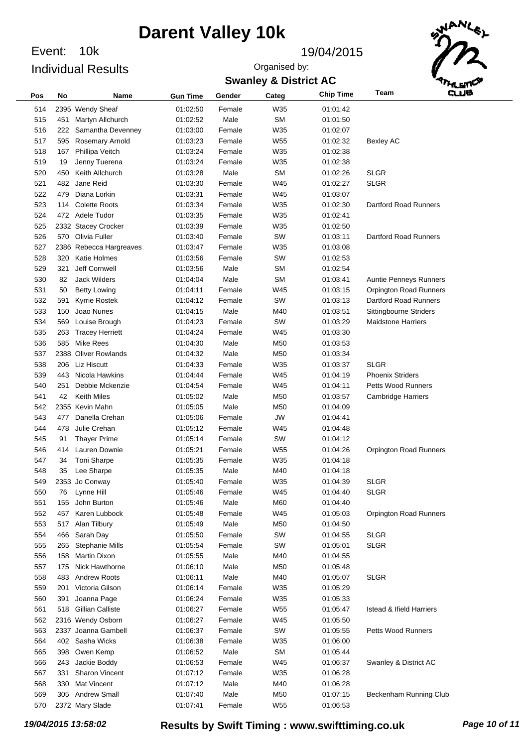# Darent Valley 10k

Event: 10k

Individual Results

19/04/2015

Organised by:

**Swanley & District AC**

| Pos | No | Name | Gun Time | Gender | Categ | Chip Time | Team |
|---|---|---|---|---|---|---|---|
| 514 | 2395 | Wendy Sheaf | 01:02:50 | Female | W35 | 01:01:42 | |
| 515 | 451 | Martyn Allchurch | 01:02:52 | Male | SM | 01:01:50 | |
| 516 | 222 | Samantha Devenney | 01:03:00 | Female | W35 | 01:02:07 | |
| 517 | 595 | Rosemary Arnold | 01:03:23 | Female | W55 | 01:02:32 | Bexley AC |
| 518 | 167 | Phillipa Veitch | 01:03:24 | Female | W35 | 01:02:38 | |
| 519 | 19 | Jenny Tuerena | 01:03:24 | Female | W35 | 01:02:38 | |
| 520 | 450 | Keith Allchurch | 01:03:28 | Male | SM | 01:02:26 | SLGR |
| 521 | 482 | Jane Reid | 01:03:30 | Female | W45 | 01:02:27 | SLGR |
| 522 | 479 | Diana Lorkin | 01:03:31 | Female | W45 | 01:03:07 | |
| 523 | 114 | Colette Roots | 01:03:34 | Female | W35 | 01:02:30 | Dartford Road Runners |
| 524 | 472 | Adele Tudor | 01:03:35 | Female | W35 | 01:02:41 | |
| 525 | 2332 | Stacey Crocker | 01:03:39 | Female | W35 | 01:02:50 | |
| 526 | 570 | Olivia Fuller | 01:03:40 | Female | SW | 01:03:11 | Dartford Road Runners |
| 527 | 2386 | Rebecca Hargreaves | 01:03:47 | Female | W35 | 01:03:08 | |
| 528 | 320 | Katie Holmes | 01:03:56 | Female | SW | 01:02:53 | |
| 529 | 321 | Jeff Cornwell | 01:03:56 | Male | SM | 01:02:54 | |
| 530 | 82 | Jack Wilders | 01:04:04 | Male | SM | 01:03:41 | Auntie Penneys Runners |
| 531 | 50 | Betty Lowing | 01:04:11 | Female | W45 | 01:03:15 | Orpington Road Runners |
| 532 | 591 | Kyrrie Rostek | 01:04:12 | Female | SW | 01:03:13 | Dartford Road Runners |
| 533 | 150 | Joao Nunes | 01:04:15 | Male | M40 | 01:03:51 | Sittingbourne Striders |
| 534 | 569 | Louise Brough | 01:04:23 | Female | SW | 01:03:29 | Maidstone Harriers |
| 535 | 263 | Tracey Herriett | 01:04:24 | Female | W45 | 01:03:30 | |
| 536 | 585 | Mike Rees | 01:04:30 | Male | M50 | 01:03:53 | |
| 537 | 2388 | Oliver Rowlands | 01:04:32 | Male | M50 | 01:03:34 | |
| 538 | 206 | Liz Hiscutt | 01:04:33 | Female | W35 | 01:03:37 | SLGR |
| 539 | 443 | Nicola Hawkins | 01:04:44 | Female | W45 | 01:04:19 | Phoenix Striders |
| 540 | 251 | Debbie Mckenzie | 01:04:54 | Female | W45 | 01:04:11 | Petts Wood Runners |
| 541 | 42 | Keith Miles | 01:05:02 | Male | M50 | 01:03:57 | Cambridge Harriers |
| 542 | 2355 | Kevin Mahn | 01:05:05 | Male | M50 | 01:04:09 | |
| 543 | 477 | Danella Crehan | 01:05:06 | Female | JW | 01:04:41 | |
| 544 | 478 | Julie Crehan | 01:05:12 | Female | W45 | 01:04:48 | |
| 545 | 91 | Thayer Prime | 01:05:14 | Female | SW | 01:04:12 | |
| 546 | 414 | Lauren Downie | 01:05:21 | Female | W55 | 01:04:26 | Orpington Road Runners |
| 547 | 34 | Toni Sharpe | 01:05:35 | Female | W35 | 01:04:18 | |
| 548 | 35 | Lee Sharpe | 01:05:35 | Male | M40 | 01:04:18 | |
| 549 | 2353 | Jo Conway | 01:05:40 | Female | W35 | 01:04:39 | SLGR |
| 550 | 76 | Lynne Hill | 01:05:46 | Female | W45 | 01:04:40 | SLGR |
| 551 | 155 | John Burton | 01:05:46 | Male | M60 | 01:04:40 | |
| 552 | 457 | Karen Lubbock | 01:05:48 | Female | W45 | 01:05:03 | Orpington Road Runners |
| 553 | 517 | Alan Tilbury | 01:05:49 | Male | M50 | 01:04:50 | |
| 554 | 466 | Sarah Day | 01:05:50 | Female | SW | 01:04:55 | SLGR |
| 555 | 265 | Stephanie Mills | 01:05:54 | Female | SW | 01:05:01 | SLGR |
| 556 | 158 | Martin Dixon | 01:05:55 | Male | M40 | 01:04:55 | |
| 557 | 175 | Nick Hawthorne | 01:06:10 | Male | M50 | 01:05:48 | |
| 558 | 483 | Andrew Roots | 01:06:11 | Male | M40 | 01:05:07 | SLGR |
| 559 | 201 | Victoria Gilson | 01:06:14 | Female | W35 | 01:05:29 | |
| 560 | 391 | Joanna Page | 01:06:24 | Female | W35 | 01:05:33 | |
| 561 | 518 | Gillian Calliste | 01:06:27 | Female | W55 | 01:05:47 | Istead & Ifield Harriers |
| 562 | 2316 | Wendy Osborn | 01:06:27 | Female | W45 | 01:05:50 | |
| 563 | 2337 | Joanna Gambell | 01:06:37 | Female | SW | 01:05:55 | Petts Wood Runners |
| 564 | 402 | Sasha Wicks | 01:06:38 | Female | W35 | 01:06:00 | |
| 565 | 398 | Owen Kemp | 01:06:52 | Male | SM | 01:05:44 | |
| 566 | 243 | Jackie Boddy | 01:06:53 | Female | W45 | 01:06:37 | Swanley & District AC |
| 567 | 331 | Sharon Vincent | 01:07:12 | Female | W35 | 01:06:28 | |
| 568 | 330 | Mat Vincent | 01:07:12 | Male | M40 | 01:06:28 | |
| 569 | 305 | Andrew Small | 01:07:40 | Male | M50 | 01:07:15 | Beckenham Running Club |
| 570 | 2372 | Mary Slade | 01:07:41 | Female | W55 | 01:06:53 | |

*19/04/2015 13:58:02* **Results by Swift Timing : www.swifttiming.co.uk**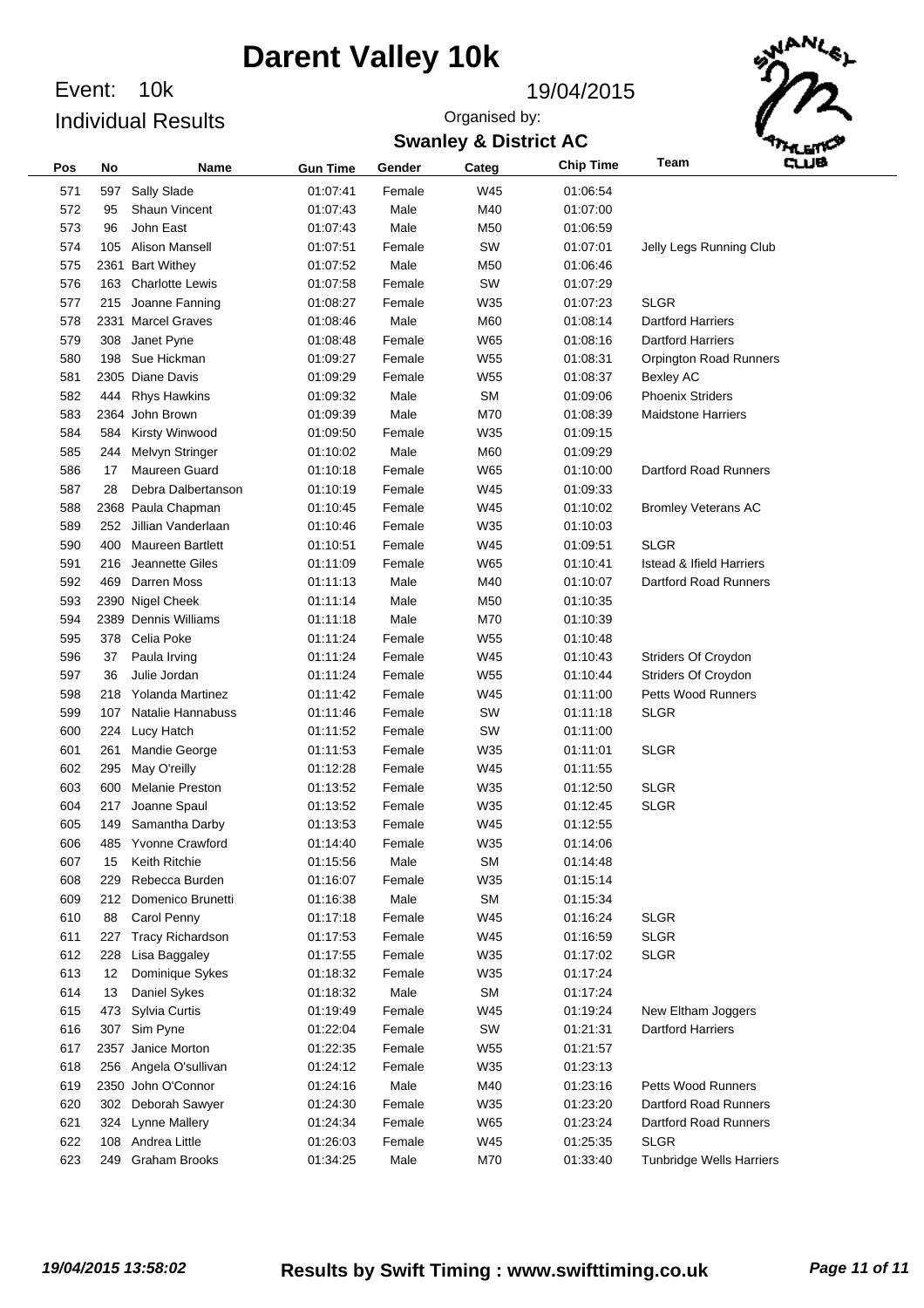# Darent Valley 10k

Event: 10k

Individual Results

19/04/2015

Organised by:

**Swanley & District AC**

| Pos | No | Name | Gun Time | Gender | Categ | Chip Time | Team |
|---|---|---|---|---|---|---|---|
| 571 | 597 | Sally Slade | 01:07:41 | Female | W45 | 01:06:54 | |
| 572 | 95 | Shaun Vincent | 01:07:43 | Male | M40 | 01:07:00 | |
| 573 | 96 | John East | 01:07:43 | Male | M50 | 01:06:59 | |
| 574 | 105 | Alison Mansell | 01:07:51 | Female | SW | 01:07:01 | Jelly Legs Running Club |
| 575 | 2361 | Bart Withey | 01:07:52 | Male | M50 | 01:06:46 | |
| 576 | 163 | Charlotte Lewis | 01:07:58 | Female | SW | 01:07:29 | |
| 577 | 215 | Joanne Fanning | 01:08:27 | Female | W35 | 01:07:23 | SLGR |
| 578 | 2331 | Marcel Graves | 01:08:46 | Male | M60 | 01:08:14 | Dartford Harriers |
| 579 | 308 | Janet Pyne | 01:08:48 | Female | W65 | 01:08:16 | Dartford Harriers |
| 580 | 198 | Sue Hickman | 01:09:27 | Female | W55 | 01:08:31 | Orpington Road Runners |
| 581 | 2305 | Diane Davis | 01:09:29 | Female | W55 | 01:08:37 | Bexley AC |
| 582 | 444 | Rhys Hawkins | 01:09:32 | Male | SM | 01:09:06 | Phoenix Striders |
| 583 | 2364 | John Brown | 01:09:39 | Male | M70 | 01:08:39 | Maidstone Harriers |
| 584 | 584 | Kirsty Winwood | 01:09:50 | Female | W35 | 01:09:15 | |
| 585 | 244 | Melvyn Stringer | 01:10:02 | Male | M60 | 01:09:29 | |
| 586 | 17 | Maureen Guard | 01:10:18 | Female | W65 | 01:10:00 | Dartford Road Runners |
| 587 | 28 | Debra Dalbertanson | 01:10:19 | Female | W45 | 01:09:33 | |
| 588 | 2368 | Paula Chapman | 01:10:45 | Female | W45 | 01:10:02 | Bromley Veterans AC |
| 589 | 252 | Jillian Vanderlaan | 01:10:46 | Female | W35 | 01:10:03 | |
| 590 | 400 | Maureen Bartlett | 01:10:51 | Female | W45 | 01:09:51 | SLGR |
| 591 | 216 | Jeannette Giles | 01:11:09 | Female | W65 | 01:10:41 | Istead & Ifield Harriers |
| 592 | 469 | Darren Moss | 01:11:13 | Male | M40 | 01:10:07 | Dartford Road Runners |
| 593 | 2390 | Nigel Cheek | 01:11:14 | Male | M50 | 01:10:35 | |
| 594 | 2389 | Dennis Williams | 01:11:18 | Male | M70 | 01:10:39 | |
| 595 | 378 | Celia Poke | 01:11:24 | Female | W55 | 01:10:48 | |
| 596 | 37 | Paula Irving | 01:11:24 | Female | W45 | 01:10:43 | Striders Of Croydon |
| 597 | 36 | Julie Jordan | 01:11:24 | Female | W55 | 01:10:44 | Striders Of Croydon |
| 598 | 218 | Yolanda Martinez | 01:11:42 | Female | W45 | 01:11:00 | Petts Wood Runners |
| 599 | 107 | Natalie Hannabuss | 01:11:46 | Female | SW | 01:11:18 | SLGR |
| 600 | 224 | Lucy Hatch | 01:11:52 | Female | SW | 01:11:00 | |
| 601 | 261 | Mandie George | 01:11:53 | Female | W35 | 01:11:01 | SLGR |
| 602 | 295 | May O'reilly | 01:12:28 | Female | W45 | 01:11:55 | |
| 603 | 600 | Melanie Preston | 01:13:52 | Female | W35 | 01:12:50 | SLGR |
| 604 | 217 | Joanne Spaul | 01:13:52 | Female | W35 | 01:12:45 | SLGR |
| 605 | 149 | Samantha Darby | 01:13:53 | Female | W45 | 01:12:55 | |
| 606 | 485 | Yvonne Crawford | 01:14:40 | Female | W35 | 01:14:06 | |
| 607 | 15 | Keith Ritchie | 01:15:56 | Male | SM | 01:14:48 | |
| 608 | 229 | Rebecca Burden | 01:16:07 | Female | W35 | 01:15:14 | |
| 609 | 212 | Domenico Brunetti | 01:16:38 | Male | SM | 01:15:34 | |
| 610 | 88 | Carol Penny | 01:17:18 | Female | W45 | 01:16:24 | SLGR |
| 611 | 227 | Tracy Richardson | 01:17:53 | Female | W45 | 01:16:59 | SLGR |
| 612 | 228 | Lisa Baggaley | 01:17:55 | Female | W35 | 01:17:02 | SLGR |
| 613 | 12 | Dominique Sykes | 01:18:32 | Female | W35 | 01:17:24 | |
| 614 | 13 | Daniel Sykes | 01:18:32 | Male | SM | 01:17:24 | |
| 615 | 473 | Sylvia Curtis | 01:19:49 | Female | W45 | 01:19:24 | New Eltham Joggers |
| 616 | 307 | Sim Pyne | 01:22:04 | Female | SW | 01:21:31 | Dartford Harriers |
| 617 | 2357 | Janice Morton | 01:22:35 | Female | W55 | 01:21:57 | |
| 618 | 256 | Angela O'sullivan | 01:24:12 | Female | W35 | 01:23:13 | |
| 619 | 2350 | John O'Connor | 01:24:16 | Male | M40 | 01:23:16 | Petts Wood Runners |
| 620 | 302 | Deborah Sawyer | 01:24:30 | Female | W35 | 01:23:20 | Dartford Road Runners |
| 621 | 324 | Lynne Mallery | 01:24:34 | Female | W65 | 01:23:24 | Dartford Road Runners |
| 622 | 108 | Andrea Little | 01:26:03 | Female | W45 | 01:25:35 | SLGR |
| 623 | 249 | Graham Brooks | 01:34:25 | Male | M70 | 01:33:40 | Tunbridge Wells Harriers |

*19/04/2015 13:58:02* **Results by Swift Timing : www.swifttiming.co.uk**